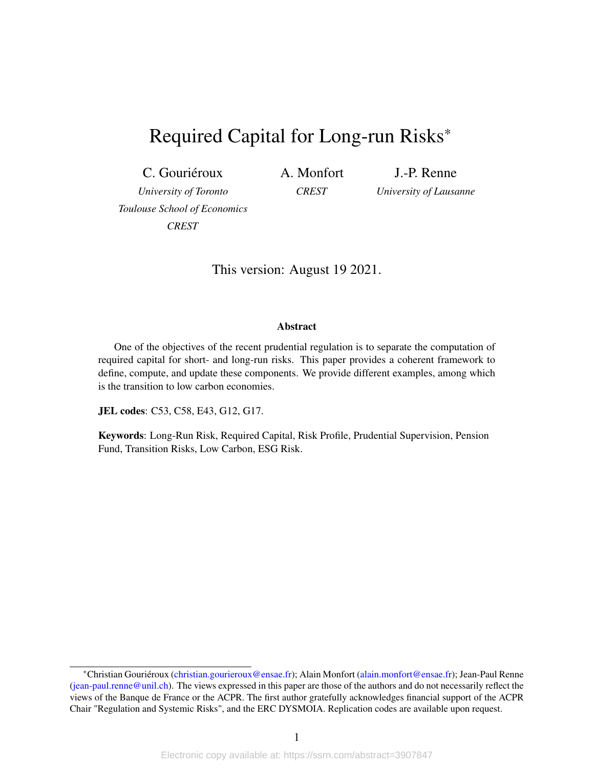# Required Capital for Long-run Risks*

C. Gouriéroux
*University of Toronto*
*Toulouse School of Economics*
*CREST*

A. Monfort
*CREST*

J.-P. Renne
*University of Lausanne*

This version: August 19 2021.

**Abstract**

One of the objectives of the recent prudential regulation is to separate the computation of required capital for short- and long-run risks. This paper provides a coherent framework to define, compute, and update these components. We provide different examples, among which is the transition to low carbon economies.

**JEL codes**: C53, C58, E43, G12, G17.

**Keywords**: Long-Run Risk, Required Capital, Risk Profile, Prudential Supervision, Pension Fund, Transition Risks, Low Carbon, ESG Risk.

---

*Christian Gouriéroux (christian.gourieroux@ensae.fr); Alain Monfort (alain.monfort@ensae.fr); Jean-Paul Renne (jean-paul.renne@unil.ch). The views expressed in this paper are those of the authors and do not necessarily reflect the views of the Banque de France or the ACPR. The first author gratefully acknowledges financial support of the ACPR Chair "Regulation and Systemic Risks", and the ERC DYSMOIA. Replication codes are available upon request.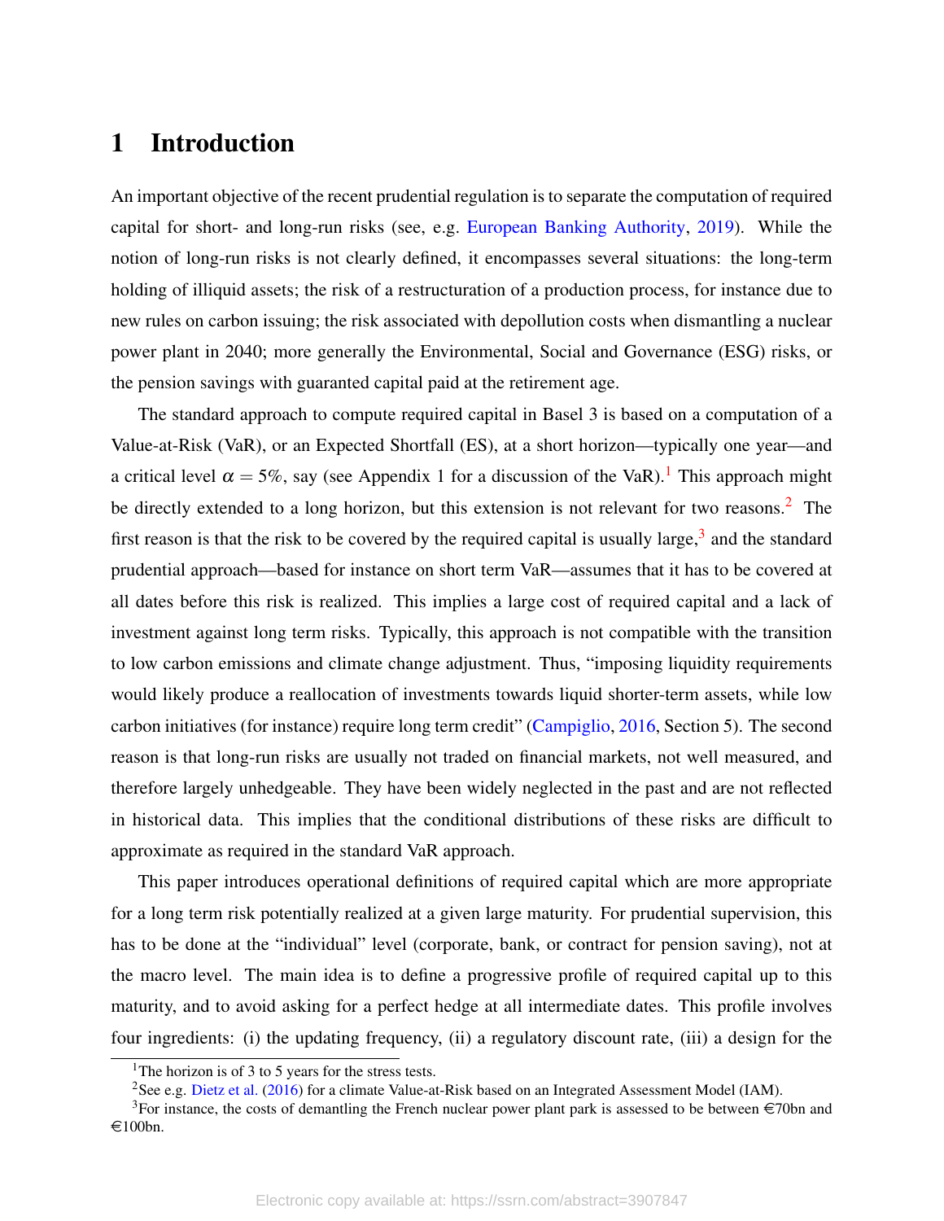# 1 Introduction

An important objective of the recent prudential regulation is to separate the computation of required capital for short- and long-run risks (see, e.g. European Banking Authority, 2019). While the notion of long-run risks is not clearly defined, it encompasses several situations: the long-term holding of illiquid assets; the risk of a restructuration of a production process, for instance due to new rules on carbon issuing; the risk associated with depollution costs when dismantling a nuclear power plant in 2040; more generally the Environmental, Social and Governance (ESG) risks, or the pension savings with guaranted capital paid at the retirement age.

The standard approach to compute required capital in Basel 3 is based on a computation of a Value-at-Risk (VaR), or an Expected Shortfall (ES), at a short horizon—typically one year—and a critical level $\alpha = 5\%$, say (see Appendix 1 for a discussion of the VaR).[1] This approach might be directly extended to a long horizon, but this extension is not relevant for two reasons.[2] The first reason is that the risk to be covered by the required capital is usually large,[3] and the standard prudential approach—based for instance on short term VaR—assumes that it has to be covered at all dates before this risk is realized. This implies a large cost of required capital and a lack of investment against long term risks. Typically, this approach is not compatible with the transition to low carbon emissions and climate change adjustment. Thus, "imposing liquidity requirements would likely produce a reallocation of investments towards liquid shorter-term assets, while low carbon initiatives (for instance) require long term credit" (Campiglio, 2016, Section 5). The second reason is that long-run risks are usually not traded on financial markets, not well measured, and therefore largely unhedgeable. They have been widely neglected in the past and are not reflected in historical data. This implies that the conditional distributions of these risks are difficult to approximate as required in the standard VaR approach.

This paper introduces operational definitions of required capital which are more appropriate for a long term risk potentially realized at a given large maturity. For prudential supervision, this has to be done at the "individual" level (corporate, bank, or contract for pension saving), not at the macro level. The main idea is to define a progressive profile of required capital up to this maturity, and to avoid asking for a perfect hedge at all intermediate dates. This profile involves four ingredients: (i) the updating frequency, (ii) a regulatory discount rate, (iii) a design for the

[1] The horizon is of 3 to 5 years for the stress tests.

[2] See e.g. Dietz et al. (2016) for a climate Value-at-Risk based on an Integrated Assessment Model (IAM).

[3] For instance, the costs of demantling the French nuclear power plant park is assessed to be between €70bn and €100bn.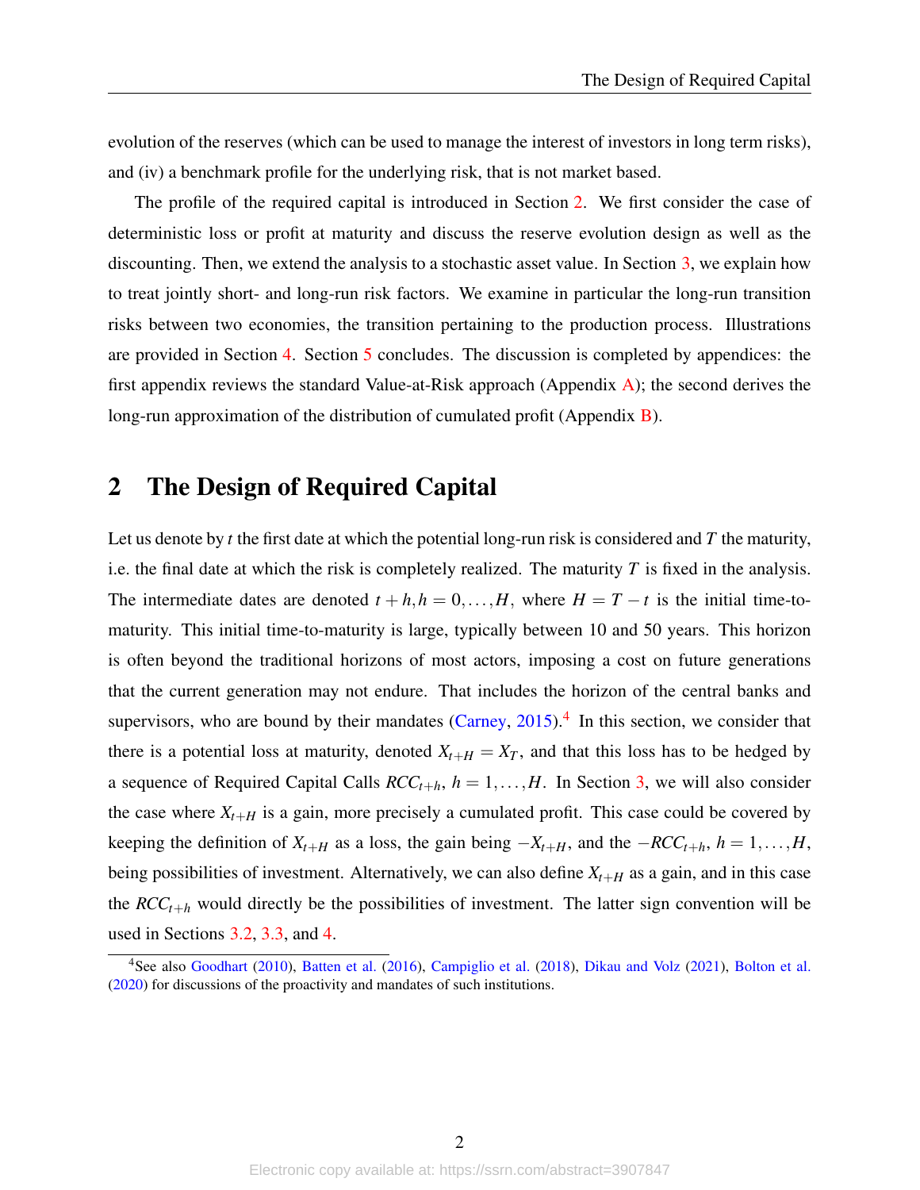evolution of the reserves (which can be used to manage the interest of investors in long term risks), and (iv) a benchmark profile for the underlying risk, that is not market based.

The profile of the required capital is introduced in Section 2. We first consider the case of deterministic loss or profit at maturity and discuss the reserve evolution design as well as the discounting. Then, we extend the analysis to a stochastic asset value. In Section 3, we explain how to treat jointly short- and long-run risk factors. We examine in particular the long-run transition risks between two economies, the transition pertaining to the production process. Illustrations are provided in Section 4. Section 5 concludes. The discussion is completed by appendices: the first appendix reviews the standard Value-at-Risk approach (Appendix A); the second derives the long-run approximation of the distribution of cumulated profit (Appendix B).

## 2 The Design of Required Capital

Let us denote by $t$ the first date at which the potential long-run risk is considered and $T$ the maturity, i.e. the final date at which the risk is completely realized. The maturity $T$ is fixed in the analysis. The intermediate dates are denoted $t+h, h=0,\ldots,H$, where $H=T-t$ is the initial time-to-maturity. This initial time-to-maturity is large, typically between 10 and 50 years. This horizon is often beyond the traditional horizons of most actors, imposing a cost on future generations that the current generation may not endure. That includes the horizon of the central banks and supervisors, who are bound by their mandates (Carney, 2015).[4] In this section, we consider that there is a potential loss at maturity, denoted $X_{t+H}=X_T$, and that this loss has to be hedged by a sequence of Required Capital Calls $RCC_{t+h}$, $h=1,\ldots,H$. In Section 3, we will also consider the case where $X_{t+H}$ is a gain, more precisely a cumulated profit. This case could be covered by keeping the definition of $X_{t+H}$ as a loss, the gain being $-X_{t+H}$, and the $-RCC_{t+h}$, $h=1,\ldots,H$, being possibilities of investment. Alternatively, we can also define $X_{t+H}$ as a gain, and in this case the $RCC_{t+h}$ would directly be the possibilities of investment. The latter sign convention will be used in Sections 3.2, 3.3, and 4.

[4] See also Goodhart (2010), Batten et al. (2016), Campiglio et al. (2018), Dikau and Volz (2021), Bolton et al. (2020) for discussions of the proactivity and mandates of such institutions.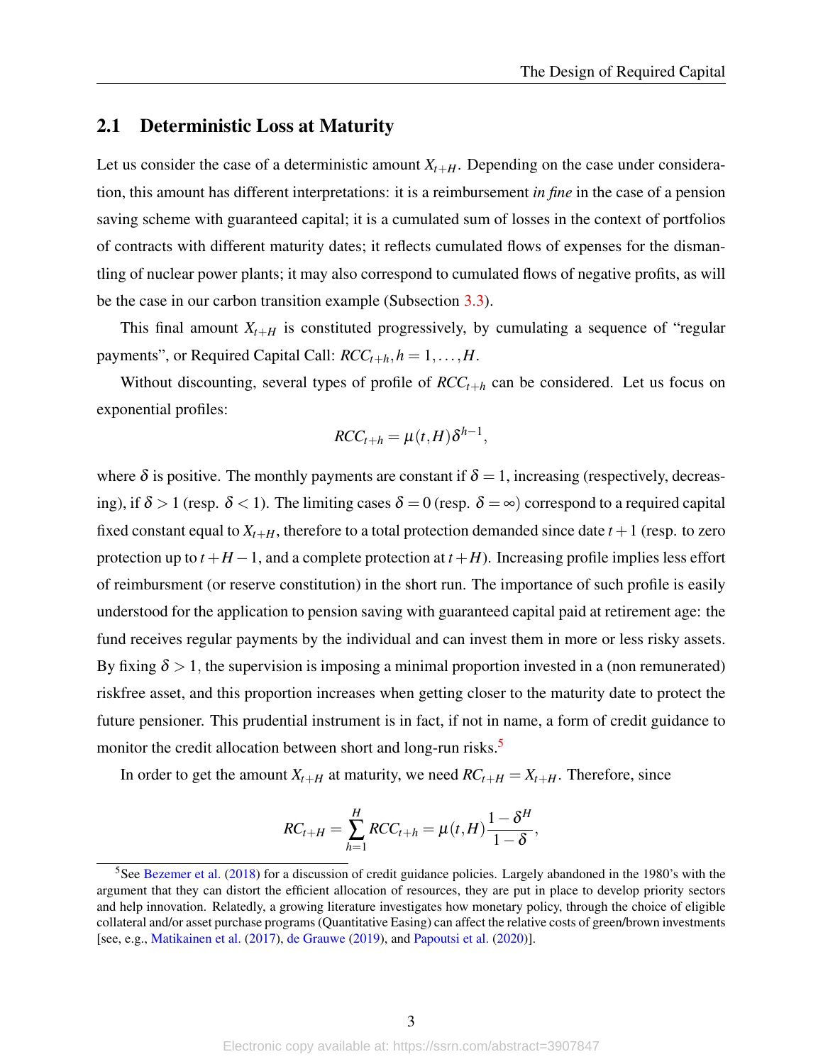## 2.1 Deterministic Loss at Maturity

Let us consider the case of a deterministic amount $X_{t+H}$. Depending on the case under consideration, this amount has different interpretations: it is a reimbursement *in fine* in the case of a pension saving scheme with guaranteed capital; it is a cumulated sum of losses in the context of portfolios of contracts with different maturity dates; it reflects cumulated flows of expenses for the dismantling of nuclear power plants; it may also correspond to cumulated flows of negative profits, as will be the case in our carbon transition example (Subsection 3.3).

This final amount $X_{t+H}$ is constituted progressively, by cumulating a sequence of "regular payments", or Required Capital Call: $RCC_{t+h}, h = 1, \ldots, H$.

Without discounting, several types of profile of $RCC_{t+h}$ can be considered. Let us focus on exponential profiles:

$$RCC_{t+h} = \mu(t,H)\delta^{h-1},$$

where $\delta$ is positive. The monthly payments are constant if $\delta = 1$, increasing (respectively, decreasing), if $\delta > 1$ (resp. $\delta < 1$). The limiting cases $\delta = 0$ (resp. $\delta = \infty$) correspond to a required capital fixed constant equal to $X_{t+H}$, therefore to a total protection demanded since date $t+1$ (resp. to zero protection up to $t+H-1$, and a complete protection at $t+H$). Increasing profile implies less effort of reimbursment (or reserve constitution) in the short run. The importance of such profile is easily understood for the application to pension saving with guaranteed capital paid at retirement age: the fund receives regular payments by the individual and can invest them in more or less risky assets. By fixing $\delta > 1$, the supervision is imposing a minimal proportion invested in a (non remunerated) riskfree asset, and this proportion increases when getting closer to the maturity date to protect the future pensioner. This prudential instrument is in fact, if not in name, a form of credit guidance to monitor the credit allocation between short and long-run risks.[5]

In order to get the amount $X_{t+H}$ at maturity, we need $RC_{t+H} = X_{t+H}$. Therefore, since

$$RC_{t+H} = \sum_{h=1}^{H} RCC_{t+h} = \mu(t,H)\frac{1-\delta^H}{1-\delta},$$

[5] See Bezemer et al. (2018) for a discussion of credit guidance policies. Largely abandoned in the 1980's with the argument that they can distort the efficient allocation of resources, they are put in place to develop priority sectors and help innovation. Relatedly, a growing literature investigates how monetary policy, through the choice of eligible collateral and/or asset purchase programs (Quantitative Easing) can affect the relative costs of green/brown investments [see, e.g., Matikainen et al. (2017), de Grauwe (2019), and Papoutsi et al. (2020)].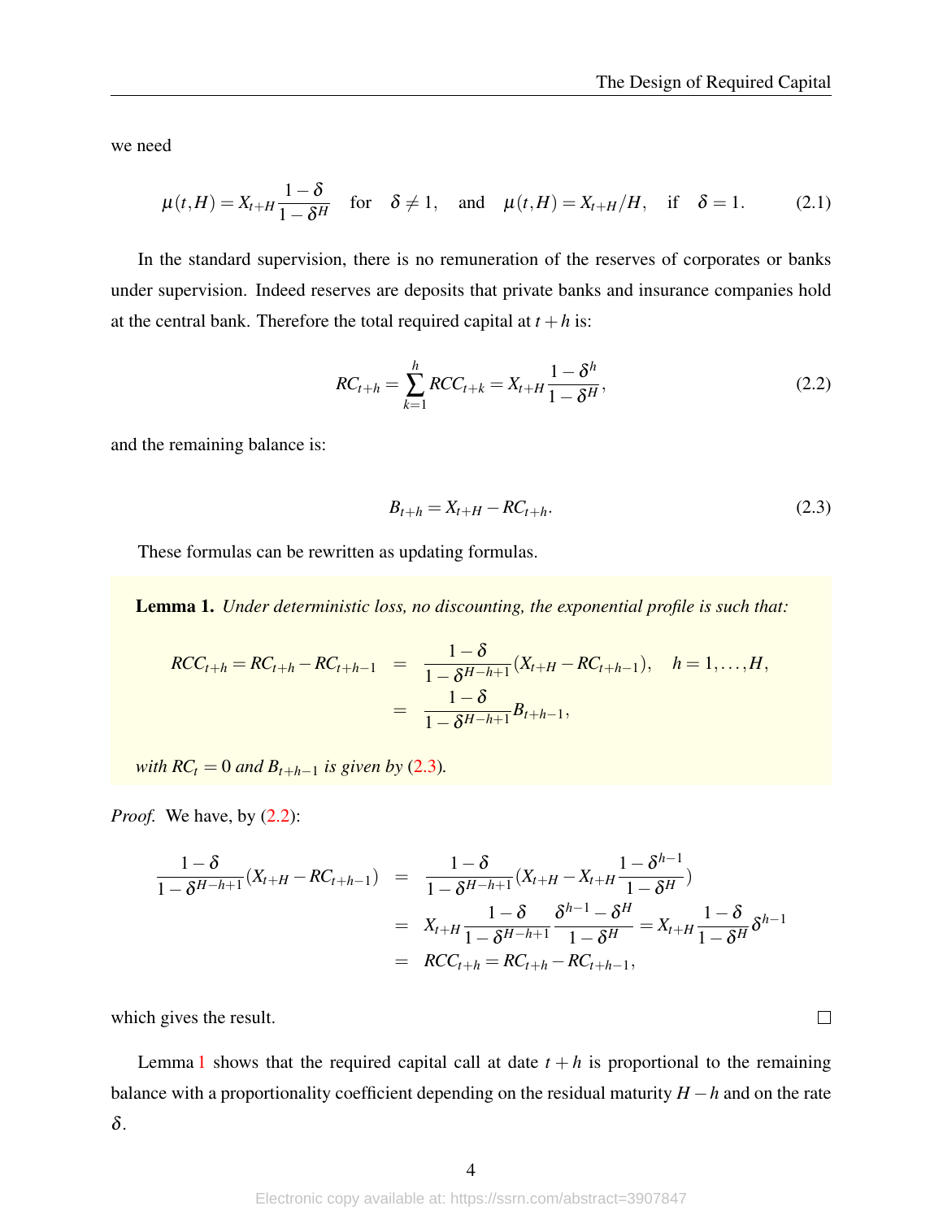we need

$$\mu(t,H) = X_{t+H}\frac{1-\delta}{1-\delta^H} \quad \text{for} \quad \delta \neq 1, \quad \text{and} \quad \mu(t,H) = X_{t+H}/H, \quad \text{if} \quad \delta = 1. \tag{2.1}$$

In the standard supervision, there is no remuneration of the reserves of corporates or banks under supervision. Indeed reserves are deposits that private banks and insurance companies hold at the central bank. Therefore the total required capital at $t+h$ is:

$$RC_{t+h} = \sum_{k=1}^{h} RCC_{t+k} = X_{t+H}\frac{1-\delta^h}{1-\delta^H}, \tag{2.2}$$

and the remaining balance is:

$$B_{t+h} = X_{t+H} - RC_{t+h}. \tag{2.3}$$

These formulas can be rewritten as updating formulas.

**Lemma 1.** *Under deterministic loss, no discounting, the exponential profile is such that:*

$$\begin{aligned} RCC_{t+h} = RC_{t+h} - RC_{t+h-1} &= \frac{1-\delta}{1-\delta^{H-h+1}}(X_{t+H} - RC_{t+h-1}), \quad h = 1,\ldots,H, \\ &= \frac{1-\delta}{1-\delta^{H-h+1}}B_{t+h-1}, \end{aligned}$$

*with $RC_t = 0$ and $B_{t+h-1}$ is given by (2.3).*

*Proof.* We have, by (2.2):

$$\begin{aligned} \frac{1-\delta}{1-\delta^{H-h+1}}(X_{t+H} - RC_{t+h-1}) &= \frac{1-\delta}{1-\delta^{H-h+1}}(X_{t+H} - X_{t+H}\frac{1-\delta^{h-1}}{1-\delta^H}) \\ &= X_{t+H}\frac{1-\delta}{1-\delta^{H-h+1}}\frac{\delta^{h-1}-\delta^H}{1-\delta^H} = X_{t+H}\frac{1-\delta}{1-\delta^H}\delta^{h-1} \\ &= RCC_{t+h} = RC_{t+h} - RC_{t+h-1}, \end{aligned}$$

which gives the result. ∎

Lemma 1 shows that the required capital call at date $t+h$ is proportional to the remaining balance with a proportionality coefficient depending on the residual maturity $H-h$ and on the rate $\delta$.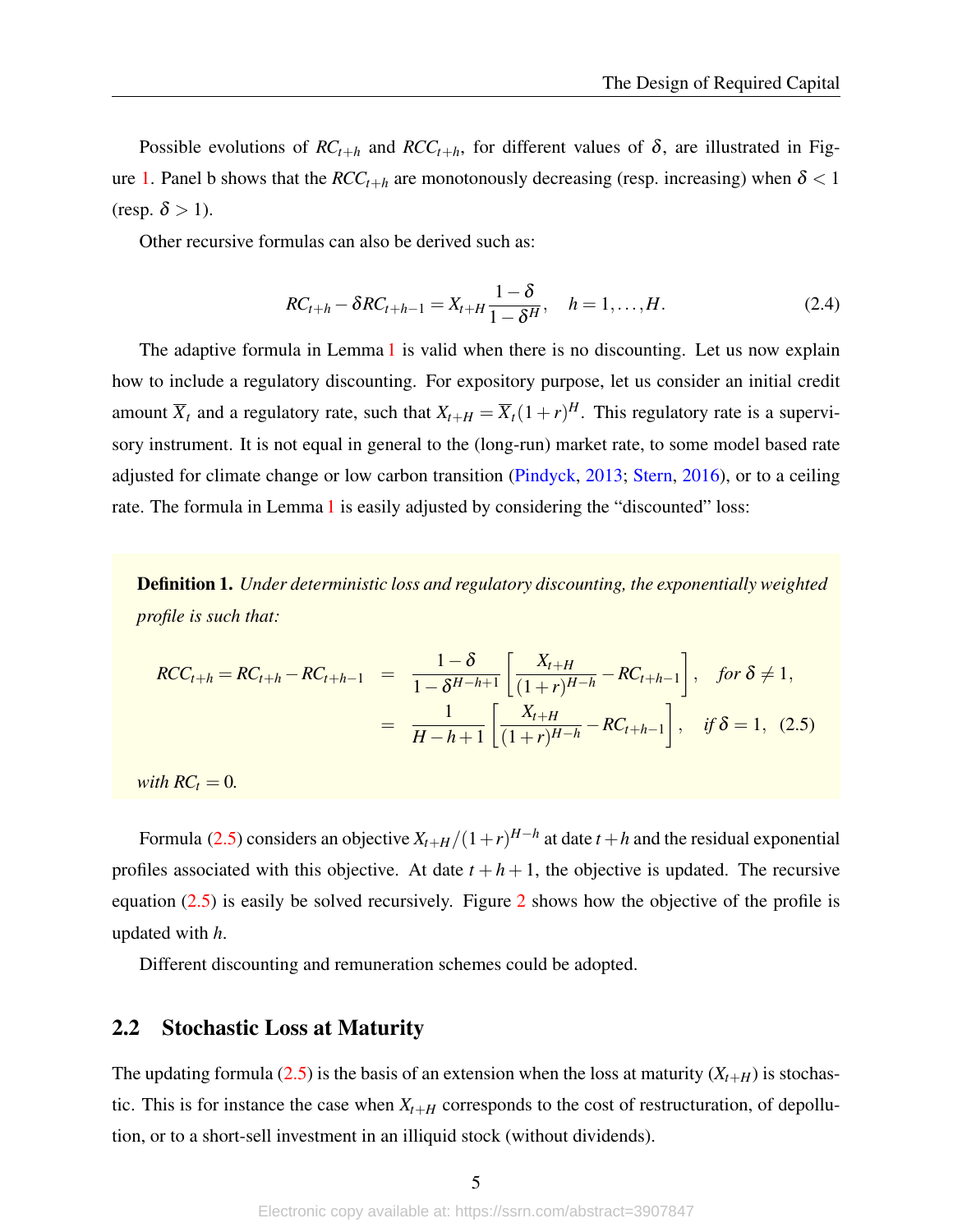Possible evolutions of $RC_{t+h}$ and $RCC_{t+h}$, for different values of $\delta$, are illustrated in Figure 1. Panel b shows that the $RCC_{t+h}$ are monotonously decreasing (resp. increasing) when $\delta < 1$ (resp. $\delta > 1$).

Other recursive formulas can also be derived such as:

$$RC_{t+h} - \delta RC_{t+h-1} = X_{t+H} \frac{1-\delta}{1-\delta^H}, \quad h = 1, \ldots, H. \tag{2.4}$$

The adaptive formula in Lemma 1 is valid when there is no discounting. Let us now explain how to include a regulatory discounting. For expository purpose, let us consider an initial credit amount $\overline{X}_t$ and a regulatory rate, such that $X_{t+H} = \overline{X}_t(1+r)^H$. This regulatory rate is a supervisory instrument. It is not equal in general to the (long-run) market rate, to some model based rate adjusted for climate change or low carbon transition (Pindyck, 2013; Stern, 2016), or to a ceiling rate. The formula in Lemma 1 is easily adjusted by considering the "discounted" loss:

**Definition 1.** *Under deterministic loss and regulatory discounting, the exponentially weighted profile is such that:*

$$\begin{aligned} RCC_{t+h} = RC_{t+h} - RC_{t+h-1} &= \frac{1-\delta}{1-\delta^{H-h+1}} \left[ \frac{X_{t+H}}{(1+r)^{H-h}} - RC_{t+h-1} \right], \quad \text{for } \delta \neq 1, \\ &= \frac{1}{H-h+1} \left[ \frac{X_{t+H}}{(1+r)^{H-h}} - RC_{t+h-1} \right], \quad \text{if } \delta = 1, \end{aligned} \tag{2.5}$$

*with $RC_t = 0$.*

Formula (2.5) considers an objective $X_{t+H}/(1+r)^{H-h}$ at date $t+h$ and the residual exponential profiles associated with this objective. At date $t+h+1$, the objective is updated. The recursive equation (2.5) is easily be solved recursively. Figure 2 shows how the objective of the profile is updated with $h$.

Different discounting and remuneration schemes could be adopted.

## 2.2 Stochastic Loss at Maturity

The updating formula (2.5) is the basis of an extension when the loss at maturity ($X_{t+H}$) is stochastic. This is for instance the case when $X_{t+H}$ corresponds to the cost of restructuration, of depollution, or to a short-sell investment in an illiquid stock (without dividends).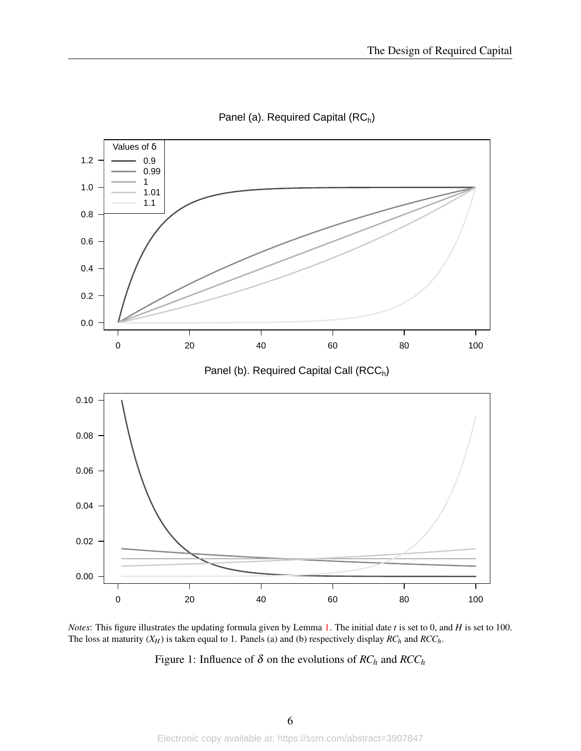*Notes*: This figure illustrates the updating formula given by Lemma 1. The initial date $t$ is set to 0, and $H$ is set to 100. The loss at maturity ($X_H$) is taken equal to 1. Panels (a) and (b) respectively display $RC_h$ and $RCC_h$.

Figure 1: Influence of $\delta$ on the evolutions of $RC_h$ and $RCC_h$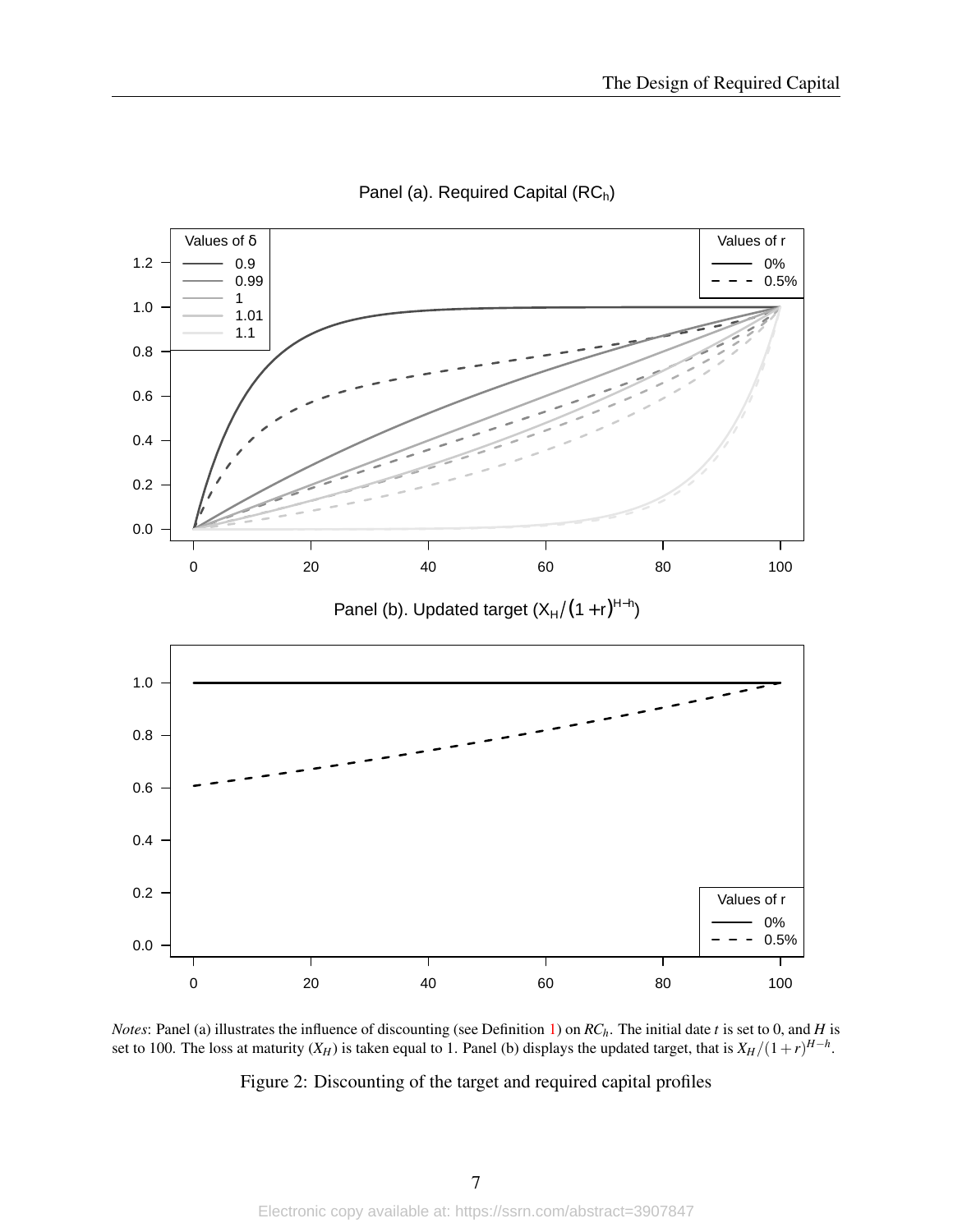Panel (a). Required Capital ($RC_h$)

Panel (b). Updated target ($X_H/(1+r)^{H-h}$)

*Notes*: Panel (a) illustrates the influence of discounting (see Definition 1) on $RC_h$. The initial date $t$ is set to 0, and $H$ is set to 100. The loss at maturity ($X_H$) is taken equal to 1. Panel (b) displays the updated target, that is $X_H/(1+r)^{H-h}$.

Figure 2: Discounting of the target and required capital profiles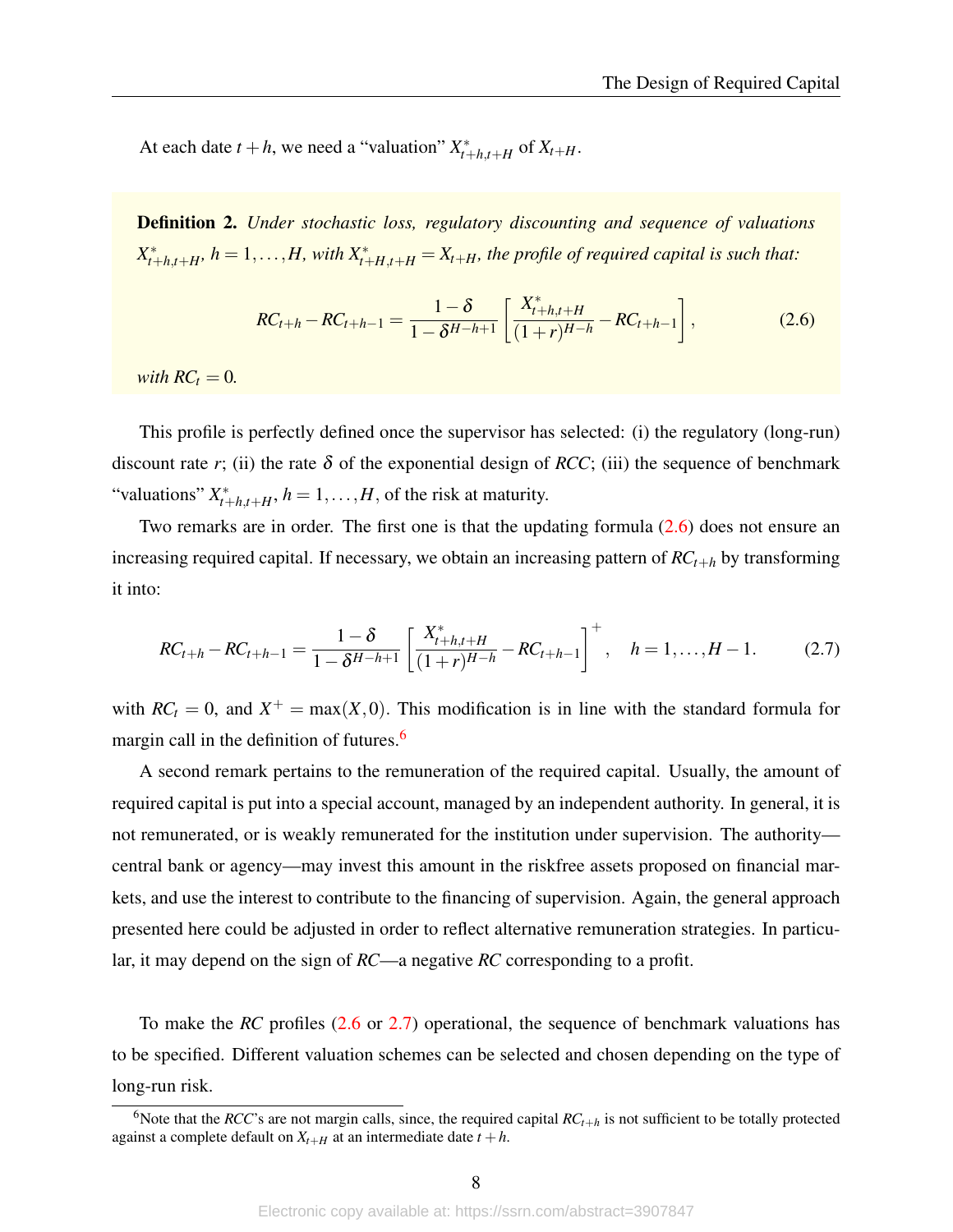At each date $t+h$, we need a "valuation" $X^*_{t+h,t+H}$ of $X_{t+H}$.

**Definition 2.** *Under stochastic loss, regulatory discounting and sequence of valuations $X^*_{t+h,t+H}$, $h = 1,\dots,H$, with $X^*_{t+H,t+H} = X_{t+H}$, the profile of required capital is such that:*

$$RC_{t+h} - RC_{t+h-1} = \frac{1-\delta}{1-\delta^{H-h+1}} \left[ \frac{X^*_{t+h,t+H}}{(1+r)^{H-h}} - RC_{t+h-1} \right], \tag{2.6}$$

*with $RC_t = 0$.*

This profile is perfectly defined once the supervisor has selected: (i) the regulatory (long-run) discount rate $r$; (ii) the rate $\delta$ of the exponential design of $RCC$; (iii) the sequence of benchmark "valuations" $X^*_{t+h,t+H}$, $h = 1,\dots,H$, of the risk at maturity.

Two remarks are in order. The first one is that the updating formula (2.6) does not ensure an increasing required capital. If necessary, we obtain an increasing pattern of $RC_{t+h}$ by transforming it into:

$$RC_{t+h} - RC_{t+h-1} = \frac{1-\delta}{1-\delta^{H-h+1}} \left[ \frac{X^*_{t+h,t+H}}{(1+r)^{H-h}} - RC_{t+h-1} \right]^+, \quad h = 1,\dots,H-1. \tag{2.7}$$

with $RC_t = 0$, and $X^+ = \max(X,0)$. This modification is in line with the standard formula for margin call in the definition of futures.[6]

A second remark pertains to the remuneration of the required capital. Usually, the amount of required capital is put into a special account, managed by an independent authority. In general, it is not remunerated, or is weakly remunerated for the institution under supervision. The authority—central bank or agency—may invest this amount in the riskfree assets proposed on financial markets, and use the interest to contribute to the financing of supervision. Again, the general approach presented here could be adjusted in order to reflect alternative remuneration strategies. In particular, it may depend on the sign of $RC$—a negative $RC$ corresponding to a profit.

To make the $RC$ profiles (2.6 or 2.7) operational, the sequence of benchmark valuations has to be specified. Different valuation schemes can be selected and chosen depending on the type of long-run risk.

[6] Note that the $RCC$'s are not margin calls, since, the required capital $RC_{t+h}$ is not sufficient to be totally protected against a complete default on $X_{t+H}$ at an intermediate date $t+h$.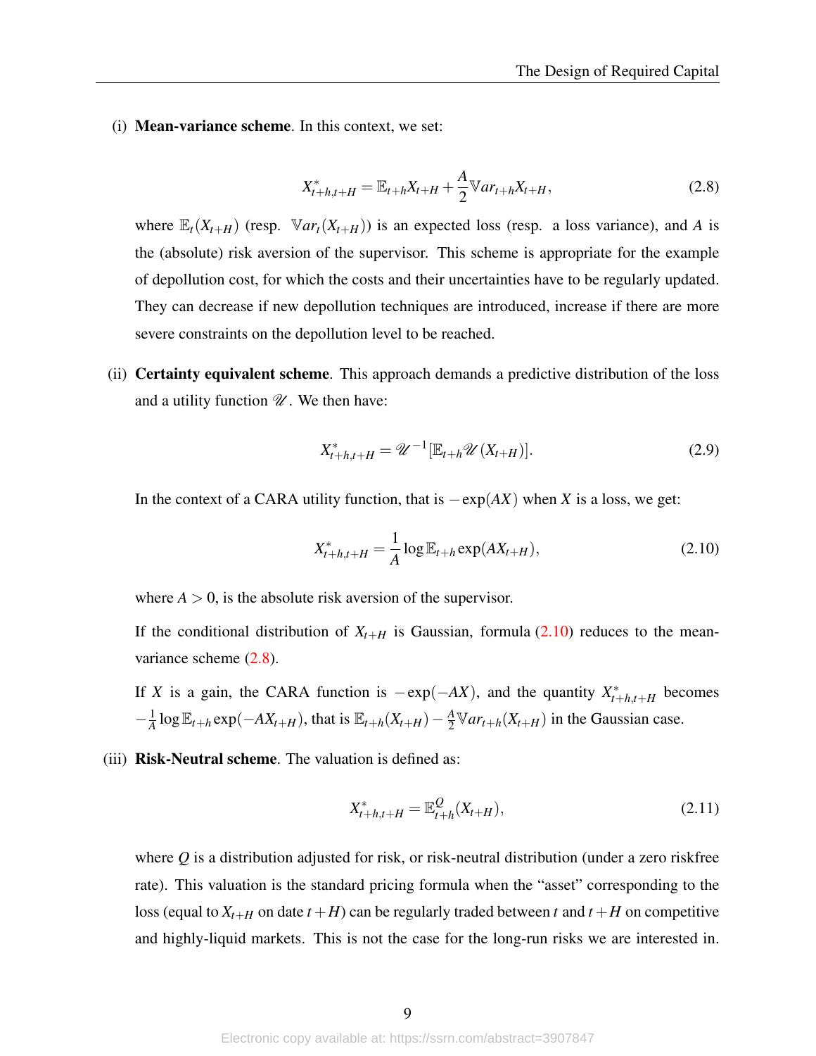(i) **Mean-variance scheme**. In this context, we set:

$$X^*_{t+h,t+H} = \mathbb{E}_{t+h} X_{t+H} + \frac{A}{2} \mathbb{V}ar_{t+h} X_{t+H}, \tag{2.8}$$

where $\mathbb{E}_t(X_{t+H})$ (resp. $\mathbb{V}ar_t(X_{t+H})$) is an expected loss (resp. a loss variance), and $A$ is the (absolute) risk aversion of the supervisor. This scheme is appropriate for the example of depollution cost, for which the costs and their uncertainties have to be regularly updated. They can decrease if new depollution techniques are introduced, increase if there are more severe constraints on the depollution level to be reached.

(ii) **Certainty equivalent scheme**. This approach demands a predictive distribution of the loss and a utility function $\mathscr{U}$. We then have:

$$X^*_{t+h,t+H} = \mathscr{U}^{-1}[\mathbb{E}_{t+h} \mathscr{U}(X_{t+H})]. \tag{2.9}$$

In the context of a CARA utility function, that is $-\exp(AX)$ when $X$ is a loss, we get:

$$X^*_{t+h,t+H} = \frac{1}{A} \log \mathbb{E}_{t+h} \exp(AX_{t+H}), \tag{2.10}$$

where $A > 0$, is the absolute risk aversion of the supervisor.

If the conditional distribution of $X_{t+H}$ is Gaussian, formula (2.10) reduces to the mean-variance scheme (2.8).

If $X$ is a gain, the CARA function is $-\exp(-AX)$, and the quantity $X^*_{t+h,t+H}$ becomes $-\frac{1}{A} \log \mathbb{E}_{t+h} \exp(-AX_{t+H})$, that is $\mathbb{E}_{t+h}(X_{t+H}) - \frac{A}{2} \mathbb{V}ar_{t+h}(X_{t+H})$ in the Gaussian case.

(iii) **Risk-Neutral scheme**. The valuation is defined as:

$$X^*_{t+h,t+H} = \mathbb{E}^{Q}_{t+h}(X_{t+H}), \tag{2.11}$$

where $Q$ is a distribution adjusted for risk, or risk-neutral distribution (under a zero riskfree rate). This valuation is the standard pricing formula when the "asset" corresponding to the loss (equal to $X_{t+H}$ on date $t+H$) can be regularly traded between $t$ and $t+H$ on competitive and highly-liquid markets. This is not the case for the long-run risks we are interested in.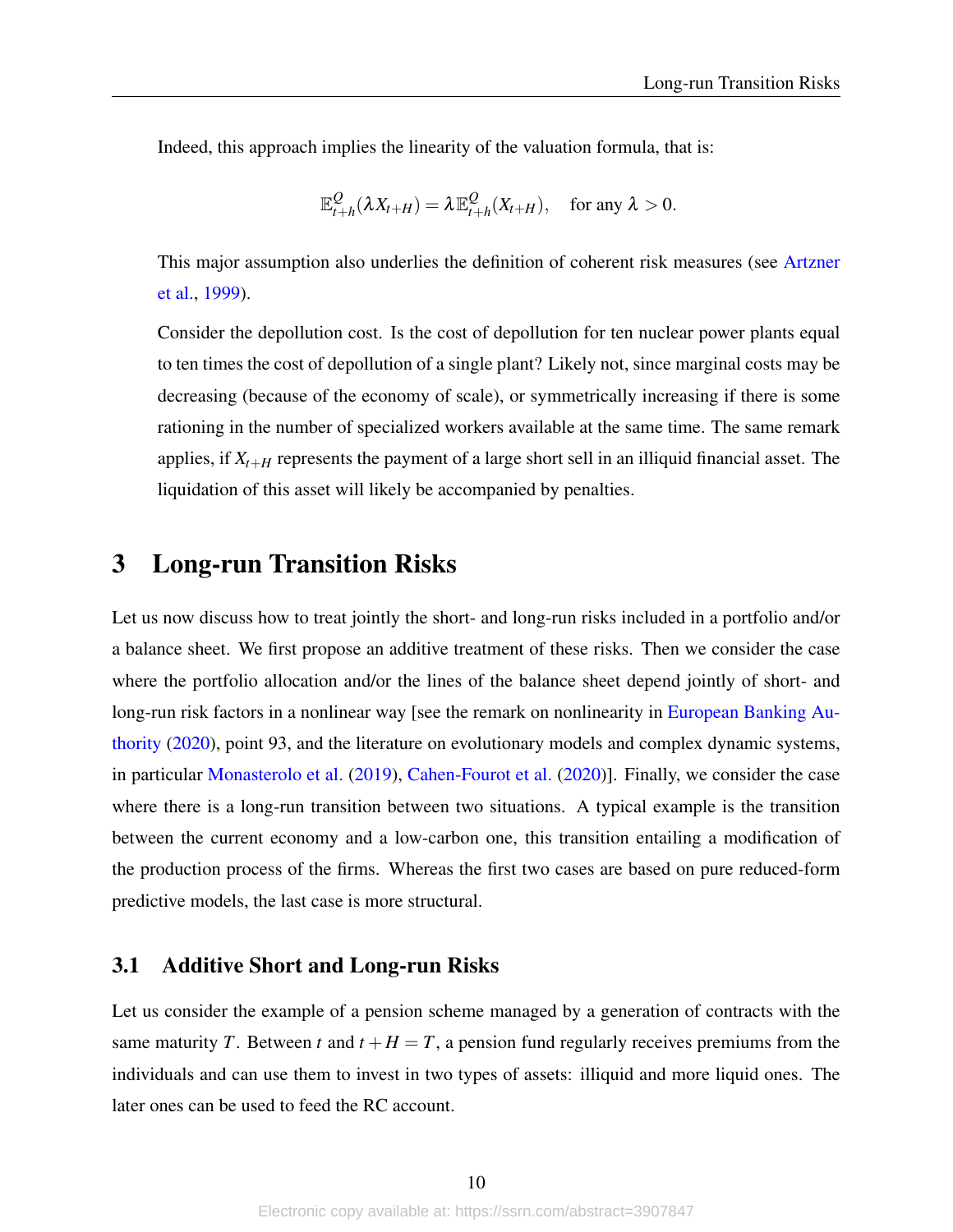Indeed, this approach implies the linearity of the valuation formula, that is:

$$\mathbb{E}^{Q}_{t+h}(\lambda X_{t+H}) = \lambda \mathbb{E}^{Q}_{t+h}(X_{t+H}), \quad \text{for any } \lambda > 0.$$

This major assumption also underlies the definition of coherent risk measures (see Artzner et al., 1999).

Consider the depollution cost. Is the cost of depollution for ten nuclear power plants equal to ten times the cost of depollution of a single plant? Likely not, since marginal costs may be decreasing (because of the economy of scale), or symmetrically increasing if there is some rationing in the number of specialized workers available at the same time. The same remark applies, if $X_{t+H}$ represents the payment of a large short sell in an illiquid financial asset. The liquidation of this asset will likely be accompanied by penalties.

# 3 Long-run Transition Risks

Let us now discuss how to treat jointly the short- and long-run risks included in a portfolio and/or a balance sheet. We first propose an additive treatment of these risks. Then we consider the case where the portfolio allocation and/or the lines of the balance sheet depend jointly of short- and long-run risk factors in a nonlinear way [see the remark on nonlinearity in European Banking Authority (2020), point 93, and the literature on evolutionary models and complex dynamic systems, in particular Monasterolo et al. (2019), Cahen-Fourot et al. (2020)]. Finally, we consider the case where there is a long-run transition between two situations. A typical example is the transition between the current economy and a low-carbon one, this transition entailing a modification of the production process of the firms. Whereas the first two cases are based on pure reduced-form predictive models, the last case is more structural.

## 3.1 Additive Short and Long-run Risks

Let us consider the example of a pension scheme managed by a generation of contracts with the same maturity $T$. Between $t$ and $t+H=T$, a pension fund regularly receives premiums from the individuals and can use them to invest in two types of assets: illiquid and more liquid ones. The later ones can be used to feed the RC account.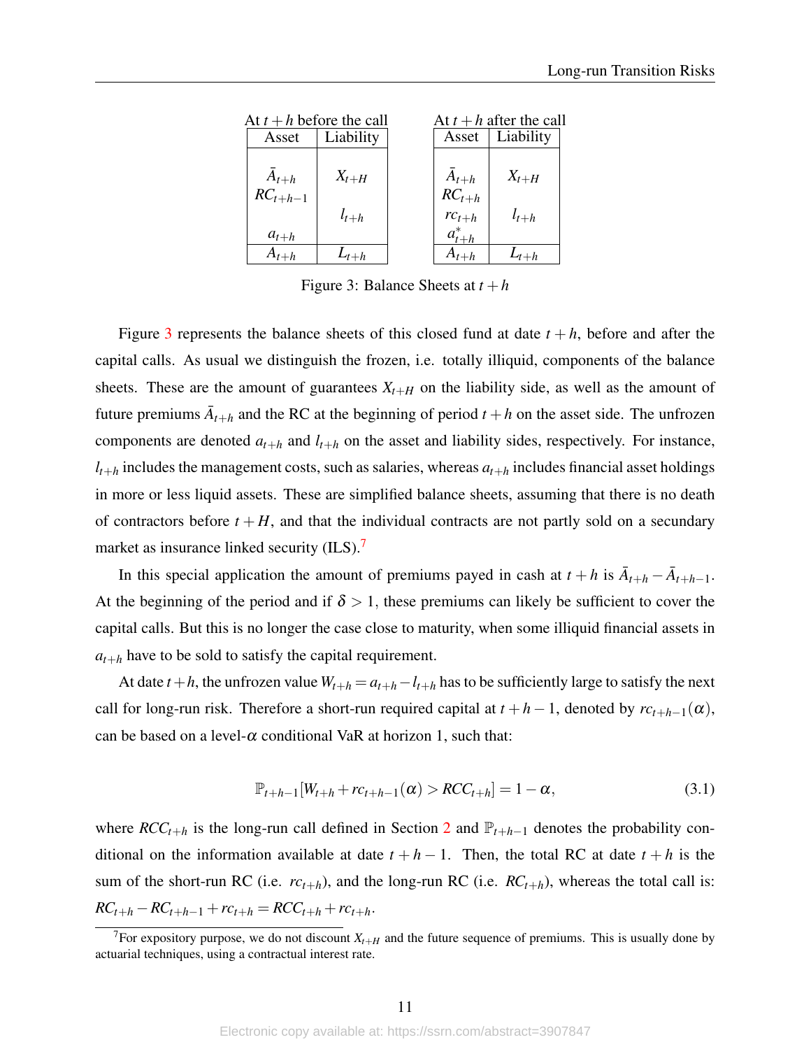At $t+h$ before the call

| Asset | Liability |
|---|---|
| $\bar{A}_{t+h}$ | $X_{t+H}$ |
| $RC_{t+h-1}$ | |
| | $l_{t+h}$ |
| $a_{t+h}$ | |
| $A_{t+h}$ | $L_{t+h}$ |

At $t+h$ after the call

| Asset | Liability |
|---|---|
| $\bar{A}_{t+h}$ | $X_{t+H}$ |
| $RC_{t+h}$ | |
| $rc_{t+h}$ | $l_{t+h}$ |
| $a^*_{t+h}$ | |
| $A_{t+h}$ | $L_{t+h}$ |

Figure 3: Balance Sheets at $t+h$

Figure 3 represents the balance sheets of this closed fund at date $t+h$, before and after the capital calls. As usual we distinguish the frozen, i.e. totally illiquid, components of the balance sheets. These are the amount of guarantees $X_{t+H}$ on the liability side, as well as the amount of future premiums $\bar{A}_{t+h}$ and the RC at the beginning of period $t+h$ on the asset side. The unfrozen components are denoted $a_{t+h}$ and $l_{t+h}$ on the asset and liability sides, respectively. For instance, $l_{t+h}$ includes the management costs, such as salaries, whereas $a_{t+h}$ includes financial asset holdings in more or less liquid assets. These are simplified balance sheets, assuming that there is no death of contractors before $t+H$, and that the individual contracts are not partly sold on a secundary market as insurance linked security (ILS).[7]

In this special application the amount of premiums payed in cash at $t+h$ is $\bar{A}_{t+h} - \bar{A}_{t+h-1}$. At the beginning of the period and if $\delta > 1$, these premiums can likely be sufficient to cover the capital calls. But this is no longer the case close to maturity, when some illiquid financial assets in $a_{t+h}$ have to be sold to satisfy the capital requirement.

At date $t+h$, the unfrozen value $W_{t+h} = a_{t+h} - l_{t+h}$ has to be sufficiently large to satisfy the next call for long-run risk. Therefore a short-run required capital at $t+h-1$, denoted by $rc_{t+h-1}(\alpha)$, can be based on a level-$\alpha$ conditional VaR at horizon 1, such that:

$$\mathbb{P}_{t+h-1}[W_{t+h} + rc_{t+h-1}(\alpha) > RCC_{t+h}] = 1 - \alpha, \tag{3.1}$$

where $RCC_{t+h}$ is the long-run call defined in Section 2 and $\mathbb{P}_{t+h-1}$ denotes the probability conditional on the information available at date $t+h-1$. Then, the total RC at date $t+h$ is the sum of the short-run RC (i.e. $rc_{t+h}$), and the long-run RC (i.e. $RC_{t+h}$), whereas the total call is: $RC_{t+h} - RC_{t+h-1} + rc_{t+h} = RCC_{t+h} + rc_{t+h}$.

[7] For expository purpose, we do not discount $X_{t+H}$ and the future sequence of premiums. This is usually done by actuarial techniques, using a contractual interest rate.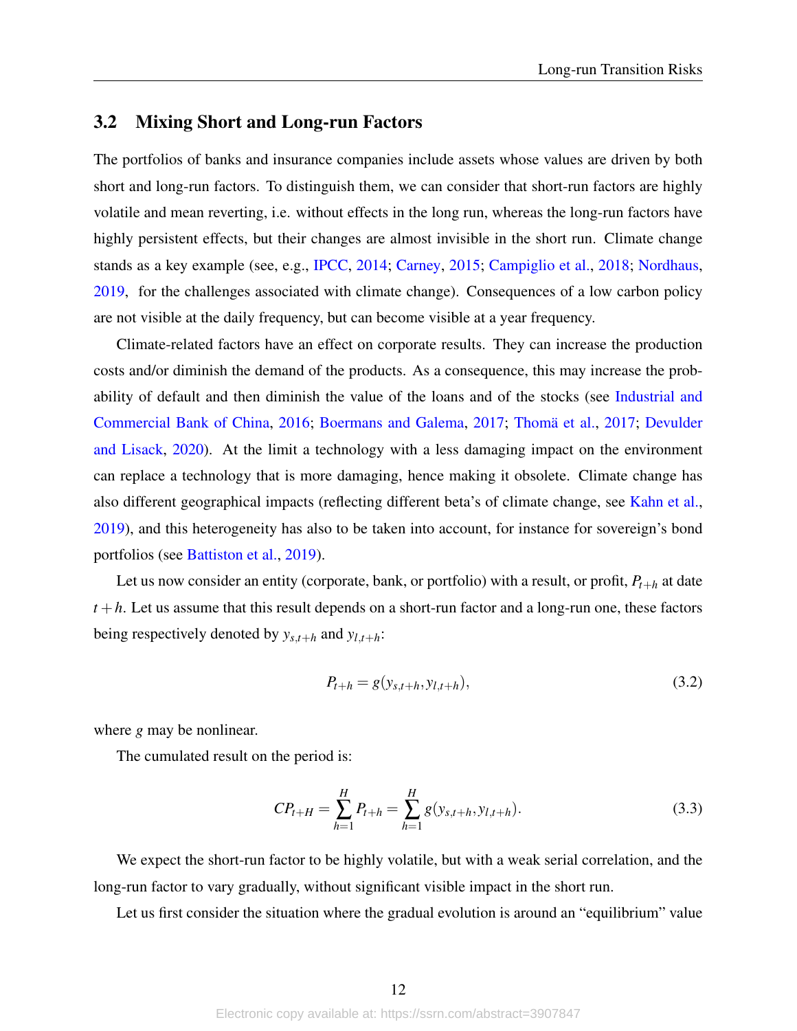## 3.2 Mixing Short and Long-run Factors

The portfolios of banks and insurance companies include assets whose values are driven by both short and long-run factors. To distinguish them, we can consider that short-run factors are highly volatile and mean reverting, i.e. without effects in the long run, whereas the long-run factors have highly persistent effects, but their changes are almost invisible in the short run. Climate change stands as a key example (see, e.g., IPCC, 2014; Carney, 2015; Campiglio et al., 2018; Nordhaus, 2019, for the challenges associated with climate change). Consequences of a low carbon policy are not visible at the daily frequency, but can become visible at a year frequency.

Climate-related factors have an effect on corporate results. They can increase the production costs and/or diminish the demand of the products. As a consequence, this may increase the probability of default and then diminish the value of the loans and of the stocks (see Industrial and Commercial Bank of China, 2016; Boermans and Galema, 2017; Thomä et al., 2017; Devulder and Lisack, 2020). At the limit a technology with a less damaging impact on the environment can replace a technology that is more damaging, hence making it obsolete. Climate change has also different geographical impacts (reflecting different beta's of climate change, see Kahn et al., 2019), and this heterogeneity has also to be taken into account, for instance for sovereign's bond portfolios (see Battiston et al., 2019).

Let us now consider an entity (corporate, bank, or portfolio) with a result, or profit, $P_{t+h}$ at date $t+h$. Let us assume that this result depends on a short-run factor and a long-run one, these factors being respectively denoted by $y_{s,t+h}$ and $y_{l,t+h}$:

$$P_{t+h} = g(y_{s,t+h}, y_{l,t+h}), \tag{3.2}$$

where $g$ may be nonlinear.

The cumulated result on the period is:

$$CP_{t+H} = \sum_{h=1}^{H} P_{t+h} = \sum_{h=1}^{H} g(y_{s,t+h}, y_{l,t+h}). \tag{3.3}$$

We expect the short-run factor to be highly volatile, but with a weak serial correlation, and the long-run factor to vary gradually, without significant visible impact in the short run.

Let us first consider the situation where the gradual evolution is around an "equilibrium" value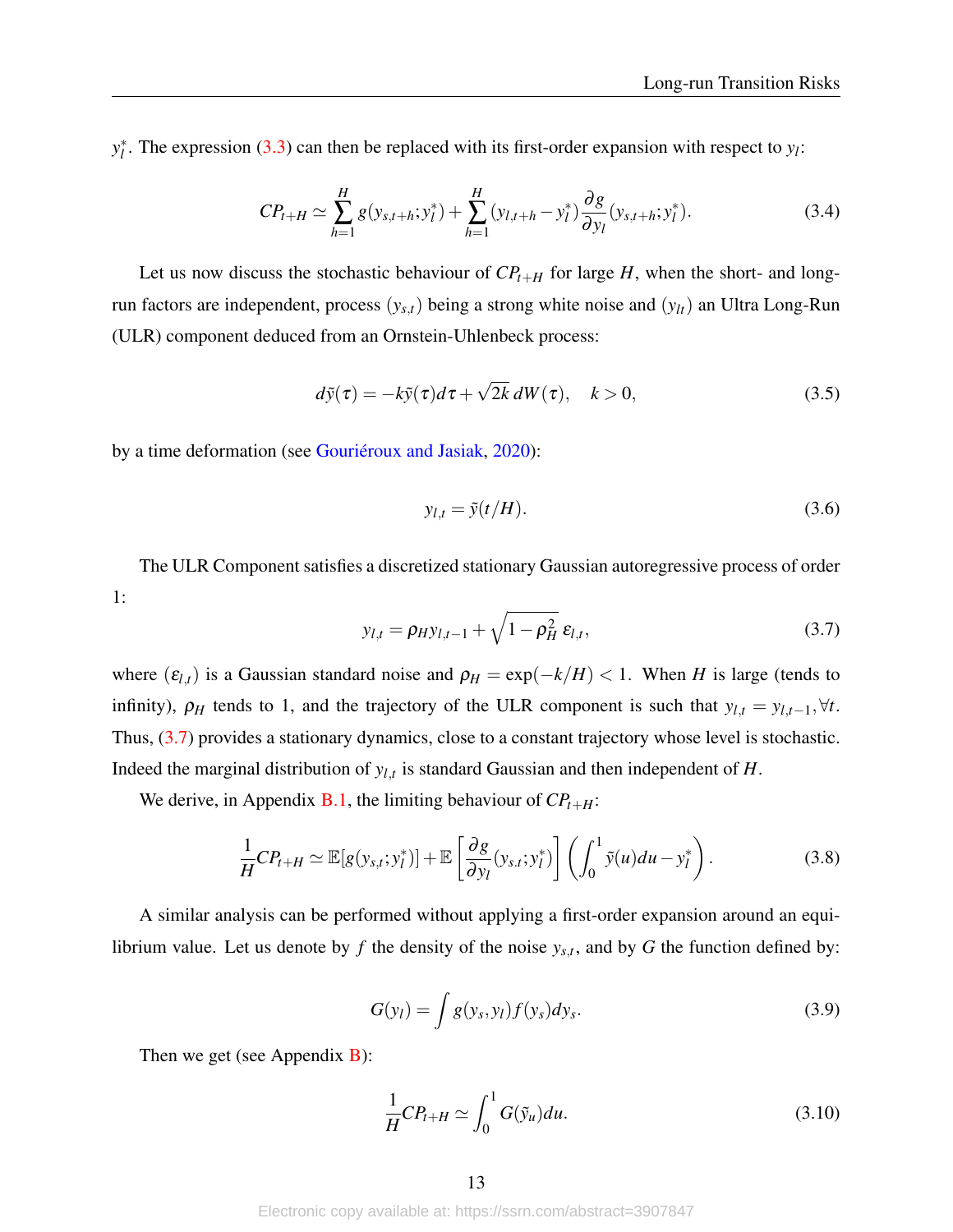$y_l^*$. The expression (3.3) can then be replaced with its first-order expansion with respect to $y_l$:

$$CP_{t+H} \simeq \sum_{h=1}^{H} g(y_{s,t+h}; y_l^*) + \sum_{h=1}^{H} (y_{l,t+h} - y_l^*) \frac{\partial g}{\partial y_l}(y_{s,t+h}; y_l^*). \tag{3.4}$$

Let us now discuss the stochastic behaviour of $CP_{t+H}$ for large $H$, when the short- and long-run factors are independent, process $(y_{s,t})$ being a strong white noise and $(y_{lt})$ an Ultra Long-Run (ULR) component deduced from an Ornstein-Uhlenbeck process:

$$d\tilde{y}(\tau) = -k\tilde{y}(\tau)d\tau + \sqrt{2k}\, dW(\tau), \quad k > 0, \tag{3.5}$$

by a time deformation (see Gouriéroux and Jasiak, 2020):

$$y_{l,t} = \tilde{y}(t/H). \tag{3.6}$$

The ULR Component satisfies a discretized stationary Gaussian autoregressive process of order 1:

$$y_{l,t} = \rho_H y_{l,t-1} + \sqrt{1-\rho_H^2}\, \varepsilon_{l,t}, \tag{3.7}$$

where $(\varepsilon_{l,t})$ is a Gaussian standard noise and $\rho_H = \exp(-k/H) < 1$. When $H$ is large (tends to infinity), $\rho_H$ tends to 1, and the trajectory of the ULR component is such that $y_{l,t} = y_{l,t-1}, \forall t$. Thus, (3.7) provides a stationary dynamics, close to a constant trajectory whose level is stochastic. Indeed the marginal distribution of $y_{l,t}$ is standard Gaussian and then independent of $H$.

We derive, in Appendix B.1, the limiting behaviour of $CP_{t+H}$:

$$\frac{1}{H} CP_{t+H} \simeq \mathbb{E}[g(y_{s,t}; y_l^*)] + \mathbb{E}\left[\frac{\partial g}{\partial y_l}(y_{s,t}; y_l^*)\right] \left(\int_0^1 \tilde{y}(u)du - y_l^*\right). \tag{3.8}$$

A similar analysis can be performed without applying a first-order expansion around an equilibrium value. Let us denote by $f$ the density of the noise $y_{s,t}$, and by $G$ the function defined by:

$$G(y_l) = \int g(y_s, y_l) f(y_s) dy_s. \tag{3.9}$$

Then we get (see Appendix B):

$$\frac{1}{H} CP_{t+H} \simeq \int_0^1 G(\tilde{y}_u) du. \tag{3.10}$$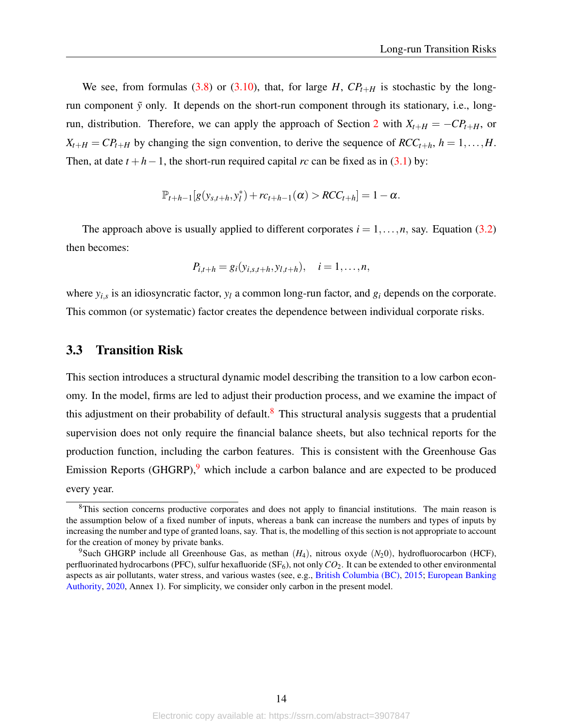We see, from formulas (3.8) or (3.10), that, for large $H$, $CP_{t+H}$ is stochastic by the long-run component $\tilde{y}$ only. It depends on the short-run component through its stationary, i.e., long-run, distribution. Therefore, we can apply the approach of Section 2 with $X_{t+H} = -CP_{t+H}$, or $X_{t+H} = CP_{t+H}$ by changing the sign convention, to derive the sequence of $RCC_{t+h}$, $h = 1, \ldots, H$. Then, at date $t+h-1$, the short-run required capital $rc$ can be fixed as in (3.1) by:

$$\mathbb{P}_{t+h-1}[g(y_{s,t+h}, y_l^*) + rc_{t+h-1}(\alpha) > RCC_{t+h}] = 1 - \alpha.$$

The approach above is usually applied to different corporates $i = 1, \ldots, n$, say. Equation (3.2) then becomes:

$$P_{i,t+h} = g_i(y_{i,s,t+h}, y_{l,t+h}), \quad i = 1, \ldots, n,$$

where $y_{i,s}$ is an idiosyncratic factor, $y_l$ a common long-run factor, and $g_i$ depends on the corporate. This common (or systematic) factor creates the dependence between individual corporate risks.

## 3.3 Transition Risk

This section introduces a structural dynamic model describing the transition to a low carbon economy. In the model, firms are led to adjust their production process, and we examine the impact of this adjustment on their probability of default.[8] This structural analysis suggests that a prudential supervision does not only require the financial balance sheets, but also technical reports for the production function, including the carbon features. This is consistent with the Greenhouse Gas Emission Reports (GHGRP),[9] which include a carbon balance and are expected to be produced every year.

---

[8] This section concerns productive corporates and does not apply to financial institutions. The main reason is the assumption below of a fixed number of inputs, whereas a bank can increase the numbers and types of inputs by increasing the number and type of granted loans, say. That is, the modelling of this section is not appropriate to account for the creation of money by private banks.

[9] Such GHGRP include all Greenhouse Gas, as methan ($H_4$), nitrous oxyde ($N_20$), hydrofluorocarbon (HCF), perfluorinated hydrocarbons (PFC), sulfur hexafluoride ($SF_6$), not only $CO_2$. It can be extended to other environmental aspects as air pollutants, water stress, and various wastes (see, e.g., British Columbia (BC), 2015; European Banking Authority, 2020, Annex 1). For simplicity, we consider only carbon in the present model.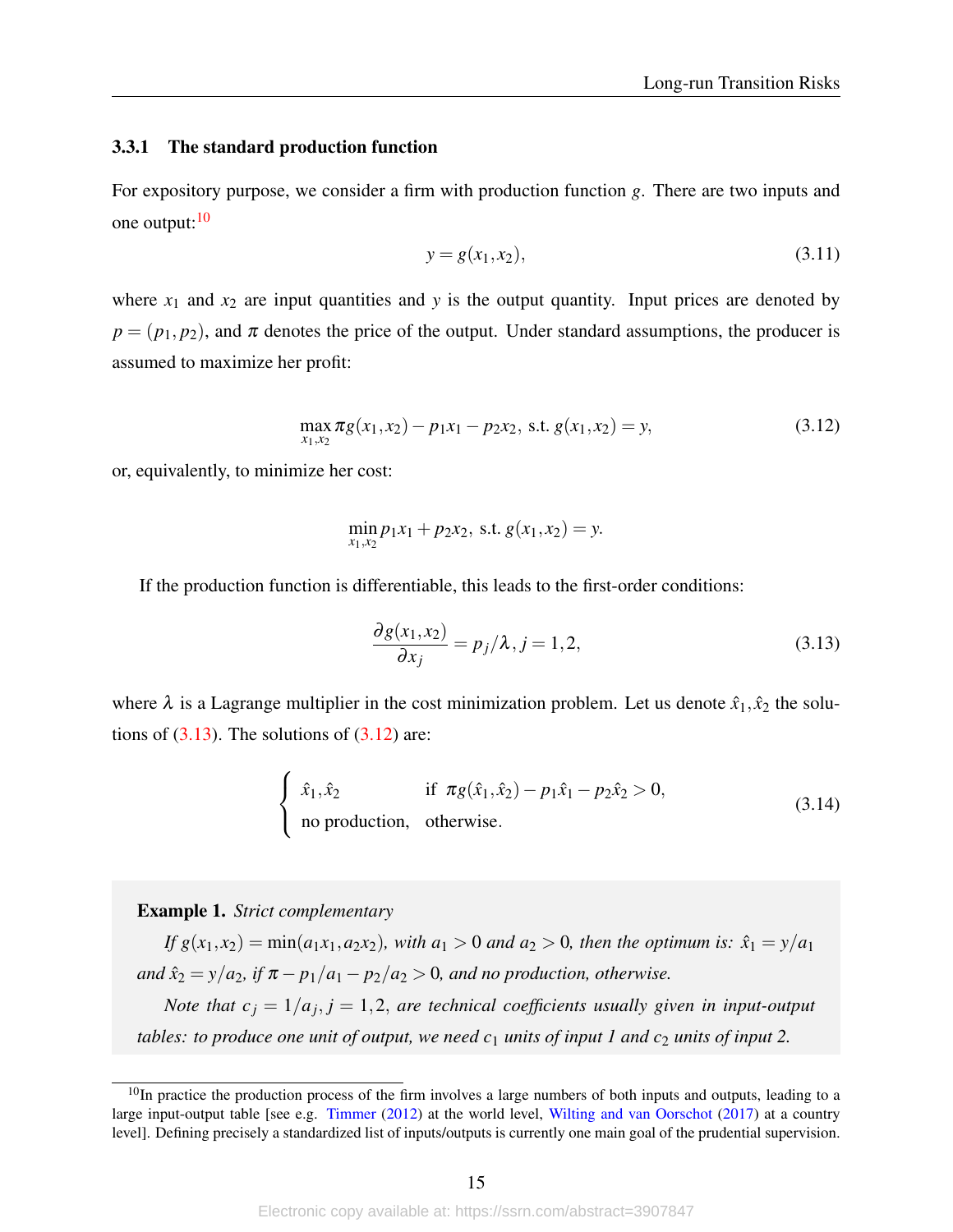### 3.3.1 The standard production function

For expository purpose, we consider a firm with production function $g$. There are two inputs and one output:[10]

$$y = g(x_1, x_2), \tag{3.11}$$

where $x_1$ and $x_2$ are input quantities and $y$ is the output quantity. Input prices are denoted by $p = (p_1, p_2)$, and $\pi$ denotes the price of the output. Under standard assumptions, the producer is assumed to maximize her profit:

$$\max_{x_1, x_2} \pi g(x_1, x_2) - p_1 x_1 - p_2 x_2, \text{ s.t. } g(x_1, x_2) = y, \tag{3.12}$$

or, equivalently, to minimize her cost:

$$\min_{x_1, x_2} p_1 x_1 + p_2 x_2, \text{ s.t. } g(x_1, x_2) = y.$$

If the production function is differentiable, this leads to the first-order conditions:

$$\frac{\partial g(x_1, x_2)}{\partial x_j} = p_j / \lambda, j = 1, 2, \tag{3.13}$$

where $\lambda$ is a Lagrange multiplier in the cost minimization problem. Let us denote $\hat{x}_1, \hat{x}_2$ the solutions of (3.13). The solutions of (3.12) are:

$$\begin{cases} \hat{x}_1, \hat{x}_2 & \text{if } \pi g(\hat{x}_1, \hat{x}_2) - p_1 \hat{x}_1 - p_2 \hat{x}_2 > 0, \\ \text{no production,} & \text{otherwise.} \end{cases} \tag{3.14}$$

**Example 1.** *Strict complementary*

*If $g(x_1, x_2) = \min(a_1 x_1, a_2 x_2)$, with $a_1 > 0$ and $a_2 > 0$, then the optimum is: $\hat{x}_1 = y/a_1$ and $\hat{x}_2 = y/a_2$, if $\pi - p_1/a_1 - p_2/a_2 > 0$, and no production, otherwise.*

*Note that $c_j = 1/a_j, j = 1, 2$, are technical coefficients usually given in input-output tables: to produce one unit of output, we need $c_1$ units of input 1 and $c_2$ units of input 2.*

[10] In practice the production process of the firm involves a large numbers of both inputs and outputs, leading to a large input-output table [see e.g. Timmer (2012) at the world level, Wilting and van Oorschot (2017) at a country level]. Defining precisely a standardized list of inputs/outputs is currently one main goal of the prudential supervision.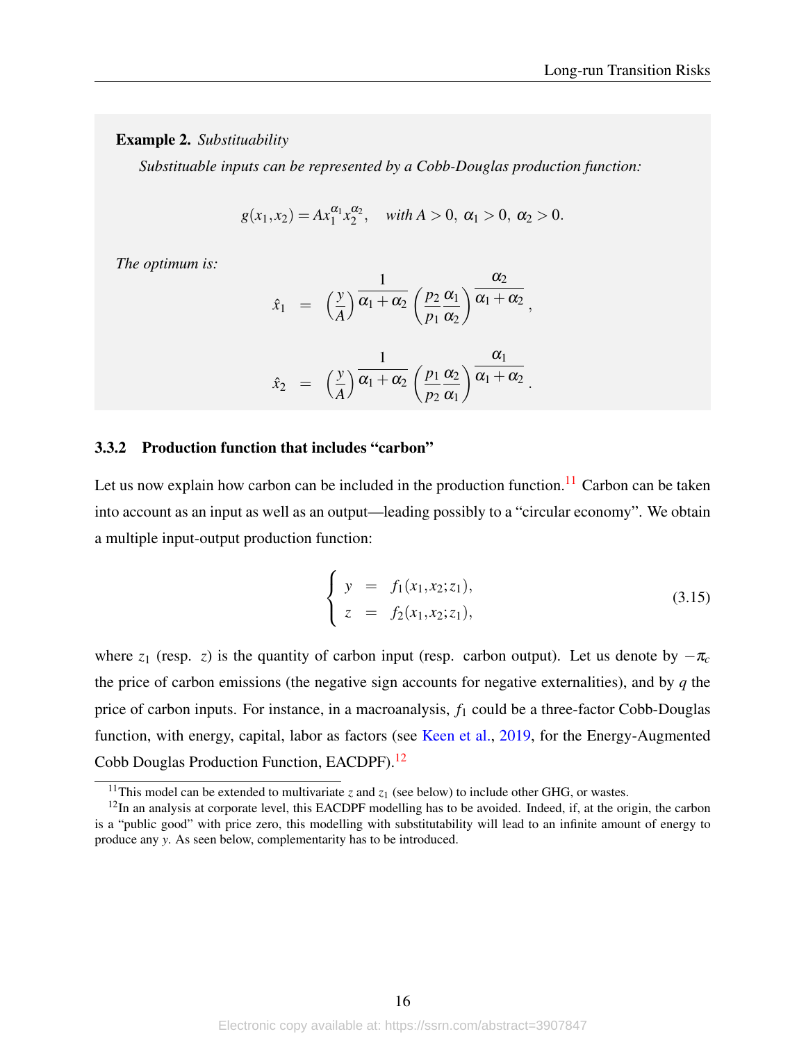**Example 2.** *Substituability*

*Substituable inputs can be represented by a Cobb-Douglas production function:*

$$g(x_1, x_2) = A x_1^{\alpha_1} x_2^{\alpha_2}, \quad \text{with } A > 0,\ \alpha_1 > 0,\ \alpha_2 > 0.$$

*The optimum is:*

$$\hat{x}_1 = \left(\frac{y}{A}\right)^{\frac{1}{\alpha_1+\alpha_2}} \left(\frac{p_2}{p_1}\frac{\alpha_1}{\alpha_2}\right)^{\frac{\alpha_2}{\alpha_1+\alpha_2}},$$

$$\hat{x}_2 = \left(\frac{y}{A}\right)^{\frac{1}{\alpha_1+\alpha_2}} \left(\frac{p_1}{p_2}\frac{\alpha_2}{\alpha_1}\right)^{\frac{\alpha_1}{\alpha_1+\alpha_2}}.$$

### 3.3.2 Production function that includes "carbon"

Let us now explain how carbon can be included in the production function.[11] Carbon can be taken into account as an input as well as an output—leading possibly to a "circular economy". We obtain a multiple input-output production function:

$$\begin{cases} y = f_1(x_1, x_2; z_1), \\ z = f_2(x_1, x_2; z_1), \end{cases} \tag{3.15}$$

where $z_1$ (resp. $z$) is the quantity of carbon input (resp. carbon output). Let us denote by $-\pi_c$ the price of carbon emissions (the negative sign accounts for negative externalities), and by $q$ the price of carbon inputs. For instance, in a macroanalysis, $f_1$ could be a three-factor Cobb-Douglas function, with energy, capital, labor as factors (see Keen et al., 2019, for the Energy-Augmented Cobb Douglas Production Function, EACDPF).[12]

[11] This model can be extended to multivariate $z$ and $z_1$ (see below) to include other GHG, or wastes.

[12] In an analysis at corporate level, this EACDPF modelling has to be avoided. Indeed, if, at the origin, the carbon is a "public good" with price zero, this modelling with substitutability will lead to an infinite amount of energy to produce any $y$. As seen below, complementarity has to be introduced.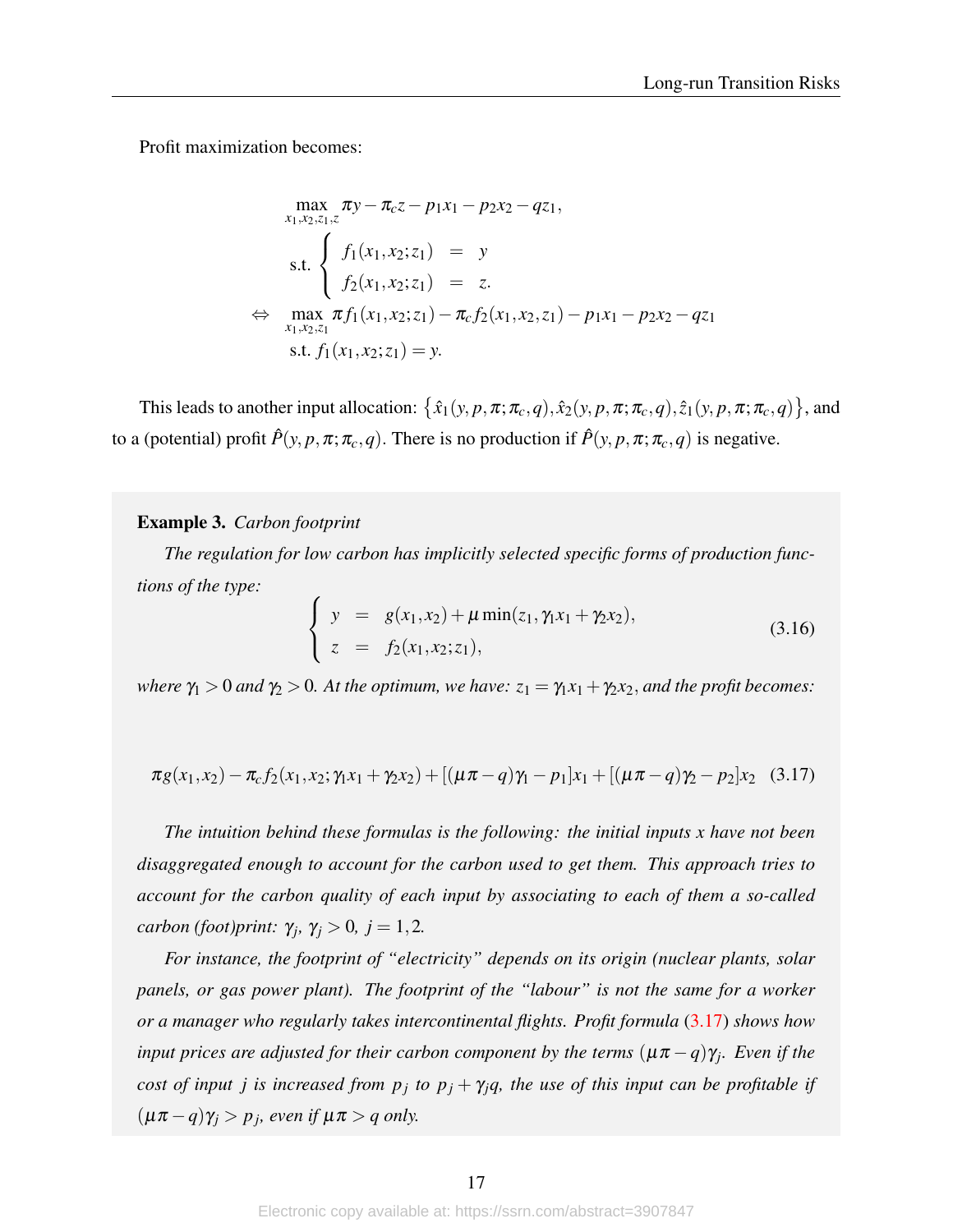Profit maximization becomes:

$$
\begin{aligned}
&\max_{x_1,x_2,z_1,z} \pi y - \pi_c z - p_1 x_1 - p_2 x_2 - q z_1, \\
&\text{s.t.} \left\{ \begin{array}{lcl} f_1(x_1,x_2;z_1) & = & y \\ f_2(x_1,x_2;z_1) & = & z. \end{array} \right. \\
\Leftrightarrow \quad &\max_{x_1,x_2,z_1} \pi f_1(x_1,x_2;z_1) - \pi_c f_2(x_1,x_2,z_1) - p_1 x_1 - p_2 x_2 - q z_1 \\
&\text{s.t. } f_1(x_1,x_2;z_1) = y.
\end{aligned}
$$

This leads to another input allocation: $\left\{\hat{x}_1(y,p,\pi;\pi_c,q), \hat{x}_2(y,p,\pi;\pi_c,q), \hat{z}_1(y,p,\pi;\pi_c,q)\right\}$, and to a (potential) profit $\hat{P}(y,p,\pi;\pi_c,q)$. There no production if $\hat{P}(y,p,\pi;\pi_c,q)$ is negative.

**Example 3.** *Carbon footprint*

*The regulation for low carbon has implicitly selected specific forms of production functions of the type:*

$$
\left\{ \begin{array}{lcl} y & = & g(x_1,x_2) + \mu \min(z_1, \gamma_1 x_1 + \gamma_2 x_2), \\ z & = & f_2(x_1,x_2;z_1), \end{array} \right. \tag{3.16}
$$

*where $\gamma_1 > 0$ and $\gamma_2 > 0$. At the optimum, we have: $z_1 = \gamma_1 x_1 + \gamma_2 x_2$, and the profit becomes:*

$$
\pi g(x_1,x_2) - \pi_c f_2(x_1,x_2;\gamma_1 x_1 + \gamma_2 x_2) + [(\mu\pi - q)\gamma_1 - p_1]x_1 + [(\mu\pi - q)\gamma_2 - p_2]x_2 \tag{3.17}
$$

*The intuition behind these formulas is the following: the initial inputs x have not been disaggregated enough to account for the carbon used to get them. This approach tries to account for the carbon quality of each input by associating to each of them a so-called carbon (foot)print: $\gamma_j$, $\gamma_j > 0$, $j = 1,2$.*

*For instance, the footprint of "electricity" depends on its origin (nuclear plants, solar panels, or gas power plant). The footprint of the "labour" is not the same for a worker or a manager who regularly takes intercontinental flights. Profit formula (3.17) shows how input prices are adjusted for their carbon component by the terms $(\mu\pi - q)\gamma_j$. Even if the cost of input $j$ is increased from $p_j$ to $p_j + \gamma_j q$, the use of this input can be profitable if $(\mu\pi - q)\gamma_j > p_j$, even if $\mu\pi > q$ only.*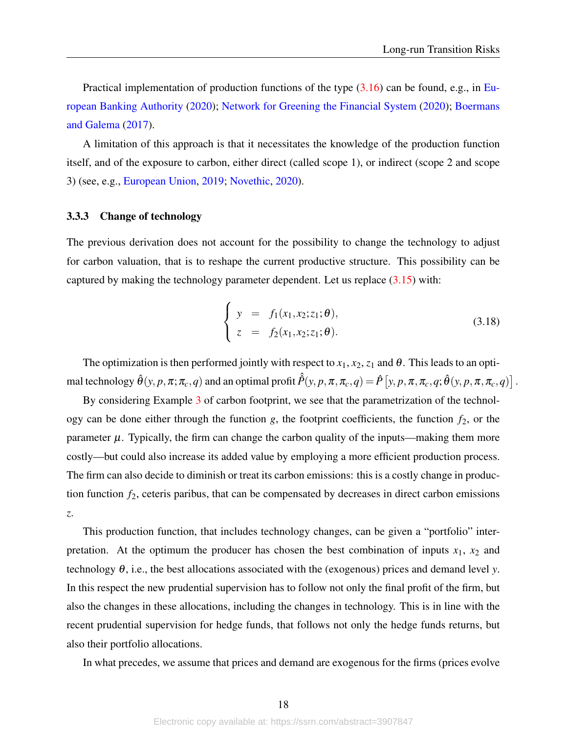Practical implementation of production functions of the type (3.16) can be found, e.g., in European Banking Authority (2020); Network for Greening the Financial System (2020); Boermans and Galema (2017).

A limitation of this approach is that it necessitates the knowledge of the production function itself, and of the exposure to carbon, either direct (called scope 1), or indirect (scope 2 and scope 3) (see, e.g., European Union, 2019; Novethic, 2020).

### 3.3.3 Change of technology

The previous derivation does not account for the possibility to change the technology to adjust for carbon valuation, that is to reshape the current productive structure. This possibility can be captured by making the technology parameter dependent. Let us replace (3.15) with:

$$\begin{cases} y &= f_1(x_1, x_2; z_1; \theta), \\ z &= f_2(x_1, x_2; z_1; \theta). \end{cases} \tag{3.18}$$

The optimization is then performed jointly with respect to $x_1, x_2, z_1$ and $\theta$. This leads to an optimal technology $\hat{\theta}(y, p, \pi; \pi_c, q)$ and an optimal profit $\hat{\hat{P}}(y, p, \pi, \pi_c, q) = \hat{P}\left[y, p, \pi, \pi_c, q; \hat{\theta}(y, p, \pi, \pi_c, q)\right]$.

By considering Example 3 of carbon footprint, we see that the parametrization of the technology can be done either through the function $g$, the footprint coefficients, the function $f_2$, or the parameter $\mu$. Typically, the firm can change the carbon quality of the inputs—making them more costly—but could also increase its added value by employing a more efficient production process. The firm can also decide to diminish or treat its carbon emissions: this is a costly change in production function $f_2$, ceteris paribus, that can be compensated by decreases in direct carbon emissions $z$.

This production function, that includes technology changes, can be given a "portfolio" interpretation. At the optimum the producer has chosen the best combination of inputs $x_1$, $x_2$ and technology $\theta$, i.e., the best allocations associated with the (exogenous) prices and demand level $y$. In this respect the new prudential supervision has to follow not only the final profit of the firm, but also the changes in these allocations, including the changes in technology. This is in line with the recent prudential supervision for hedge funds, that follows not only the hedge funds returns, but also their portfolio allocations.

In what precedes, we assume that prices and demand are exogenous for the firms (prices evolve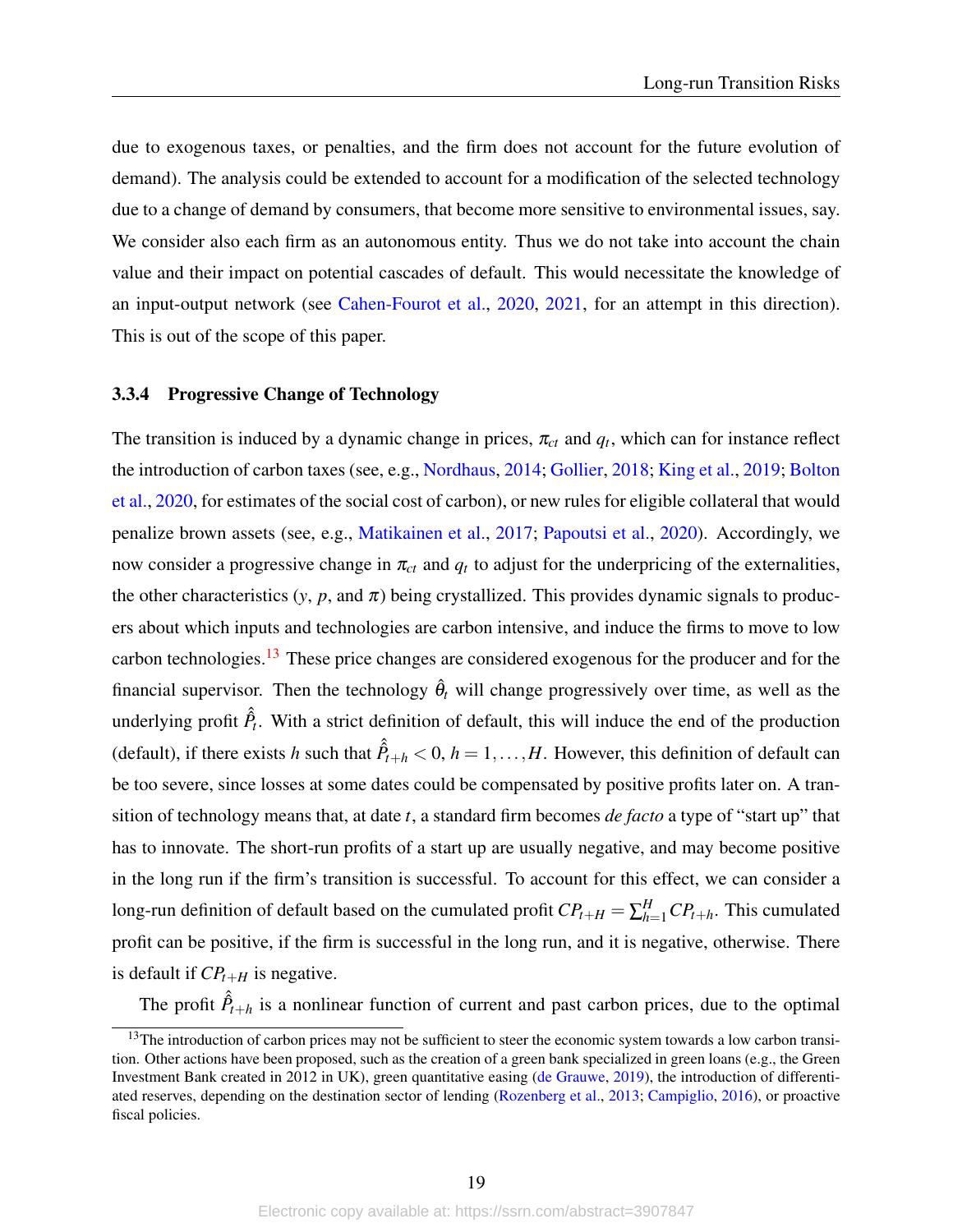due to exogenous taxes, or penalties, and the firm does not account for the future evolution of demand). The analysis could be extended to account for a modification of the selected technology due to a change of demand by consumers, that become more sensitive to environmental issues, say. We consider also each firm as an autonomous entity. Thus we do not take into account the chain value and their impact on potential cascades of default. This would necessitate the knowledge of an input-output network (see Cahen-Fourot et al., 2020, 2021, for an attempt in this direction). This is out of the scope of this paper.

#### 3.3.4 Progressive Change of Technology

The transition is induced by a dynamic change in prices, $\pi_{ct}$ and $q_t$, which can for instance reflect the introduction of carbon taxes (see, e.g., Nordhaus, 2014; Gollier, 2018; King et al., 2019; Bolton et al., 2020, for estimates of the social cost of carbon), or new rules for eligible collateral that would penalize brown assets (see, e.g., Matikainen et al., 2017; Papoutsi et al., 2020). Accordingly, we now consider a progressive change in $\pi_{ct}$ and $q_t$ to adjust for the underpricing of the externalities, the other characteristics ($y$, $p$, and $\pi$) being crystallized. This provides dynamic signals to producers about which inputs and technologies are carbon intensive, and induce the firms to move to low carbon technologies.[13] These price changes are considered exogenous for the producer and for the financial supervisor. Then the technology $\hat{\theta}_t$ will change progressively over time, as well as the underlying profit $\hat{\hat{P}}_t$. With a strict definition of default, this will induce the end of the production (default), if there exists $h$ such that $\hat{\hat{P}}_{t+h} < 0$, $h = 1, \ldots, H$. However, this definition of default can be too severe, since losses at some dates could be compensated by positive profits later on. A transition of technology means that, at date $t$, a standard firm becomes *de facto* a type of "start up" that has to innovate. The short-run profits of a start up are usually negative, and may become positive in the long run if the firm's transition is successful. To account for this effect, we can consider a long-run definition of default based on the cumulated profit $CP_{t+H} = \sum_{h=1}^{H} CP_{t+h}$. This cumulated profit can be positive, if the firm is successful in the long run, and it is negative, otherwise. There is default if $CP_{t+H}$ is negative.

The profit $\hat{\hat{P}}_{t+h}$ is a nonlinear function of current and past carbon prices, due to the optimal

[13] The introduction of carbon prices may not be sufficient to steer the economic system towards a low carbon transition. Other actions have been proposed, such as the creation of a green bank specialized in green loans (e.g., the Green Investment Bank created in 2012 in UK), green quantitative easing (de Grauwe, 2019), the introduction of differentiated reserves, depending on the destination sector of lending (Rozenberg et al., 2013; Campiglio, 2016), or proactive fiscal policies.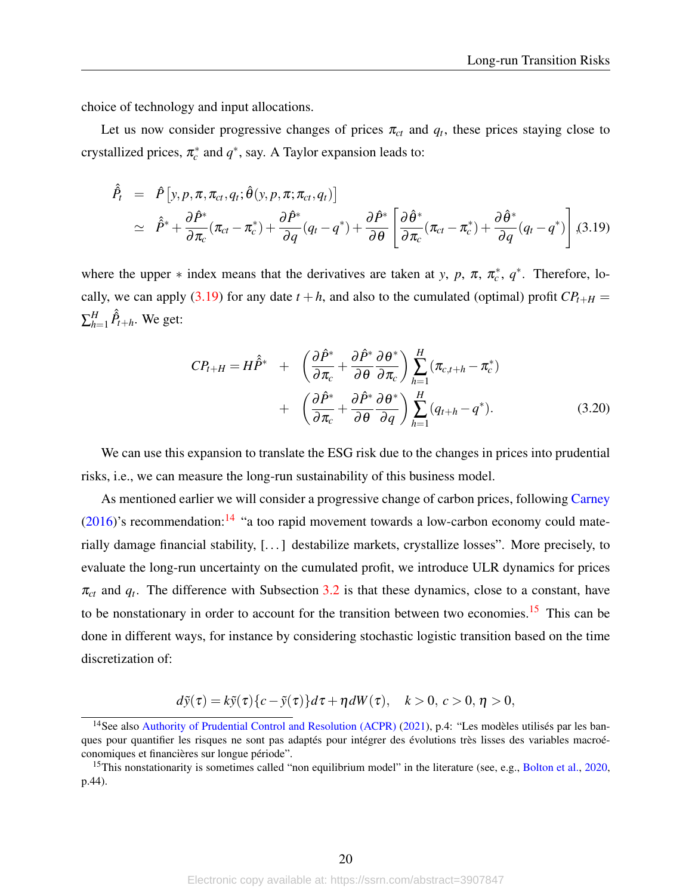choice of technology and input allocations.

Let us now consider progressive changes of prices $\pi_{ct}$ and $q_t$, these prices staying close to crystallized prices, $\pi_c^*$ and $q^*$, say. A Taylor expansion leads to:

$$
\begin{aligned}
\hat{\hat{P}}_t &= \hat{P}\left[y, p, \pi, \pi_{ct}, q_t; \hat{\theta}(y, p, \pi; \pi_{ct}, q_t)\right] \\
&\simeq \hat{\hat{P}}^* + \frac{\partial \hat{P}^*}{\partial \pi_c}(\pi_{ct} - \pi_c^*) + \frac{\partial \hat{P}^*}{\partial q}(q_t - q^*) + \frac{\partial \hat{P}^*}{\partial \theta}\left[\frac{\partial \hat{\theta}^*}{\partial \pi_c}(\pi_{ct} - \pi_c^*) + \frac{\partial \hat{\theta}^*}{\partial q}(q_t - q^*)\right], \quad (3.19)
\end{aligned}
$$

where the upper $*$ index means that the derivatives are taken at $y$, $p$, $\pi$, $\pi_c^*$, $q^*$. Therefore, locally, we can apply (3.19) for any date $t+h$, and also to the cumulated (optimal) profit $CP_{t+H} = \sum_{h=1}^{H} \hat{\hat{P}}_{t+h}$. We get:

$$
\begin{aligned}
CP_{t+H} = H\hat{\hat{P}}^* &+ \left(\frac{\partial \hat{P}^*}{\partial \pi_c} + \frac{\partial \hat{P}^*}{\partial \theta}\frac{\partial \theta^*}{\partial \pi_c}\right)\sum_{h=1}^{H}(\pi_{c,t+h} - \pi_c^*) \\
&+ \left(\frac{\partial \hat{P}^*}{\partial \pi_c} + \frac{\partial \hat{P}^*}{\partial \theta}\frac{\partial \theta^*}{\partial q}\right)\sum_{h=1}^{H}(q_{t+h} - q^*). \quad (3.20)
\end{aligned}
$$

We can use this expansion to translate the ESG risk due to the changes in prices into prudential risks, i.e., we can measure the long-run sustainability of this business model.

As mentioned earlier we will consider a progressive change of carbon prices, following Carney (2016)'s recommendation:[14] "a too rapid movement towards a low-carbon economy could materially damage financial stability, [...] destabilize markets, crystallize losses". More precisely, to evaluate the long-run uncertainty on the cumulated profit, we introduce ULR dynamics for prices $\pi_{ct}$ and $q_t$. The difference with Subsection 3.2 is that these dynamics, close to a constant, have to be nonstationary in order to account for the transition between two economies.[15] This can be done in different ways, for instance by considering stochastic logistic transition based on the time discretization of:

$$
d\tilde{y}(\tau) = k\tilde{y}(\tau)\{c - \tilde{y}(\tau)\}d\tau + \eta dW(\tau), \quad k > 0,\ c > 0,\ \eta > 0,
$$

[14] See also Authority of Prudential Control and Resolution (ACPR) (2021), p.4: "Les modèles utilisés par les banques pour quantifier les risques ne sont pas adaptés pour intégrer des évolutions très lisses des variables macroéconomiques et financières sur longue période".

[15] This nonstationarity is sometimes called "non equilibrium model" in the literature (see, e.g., Bolton et al., 2020, p.44).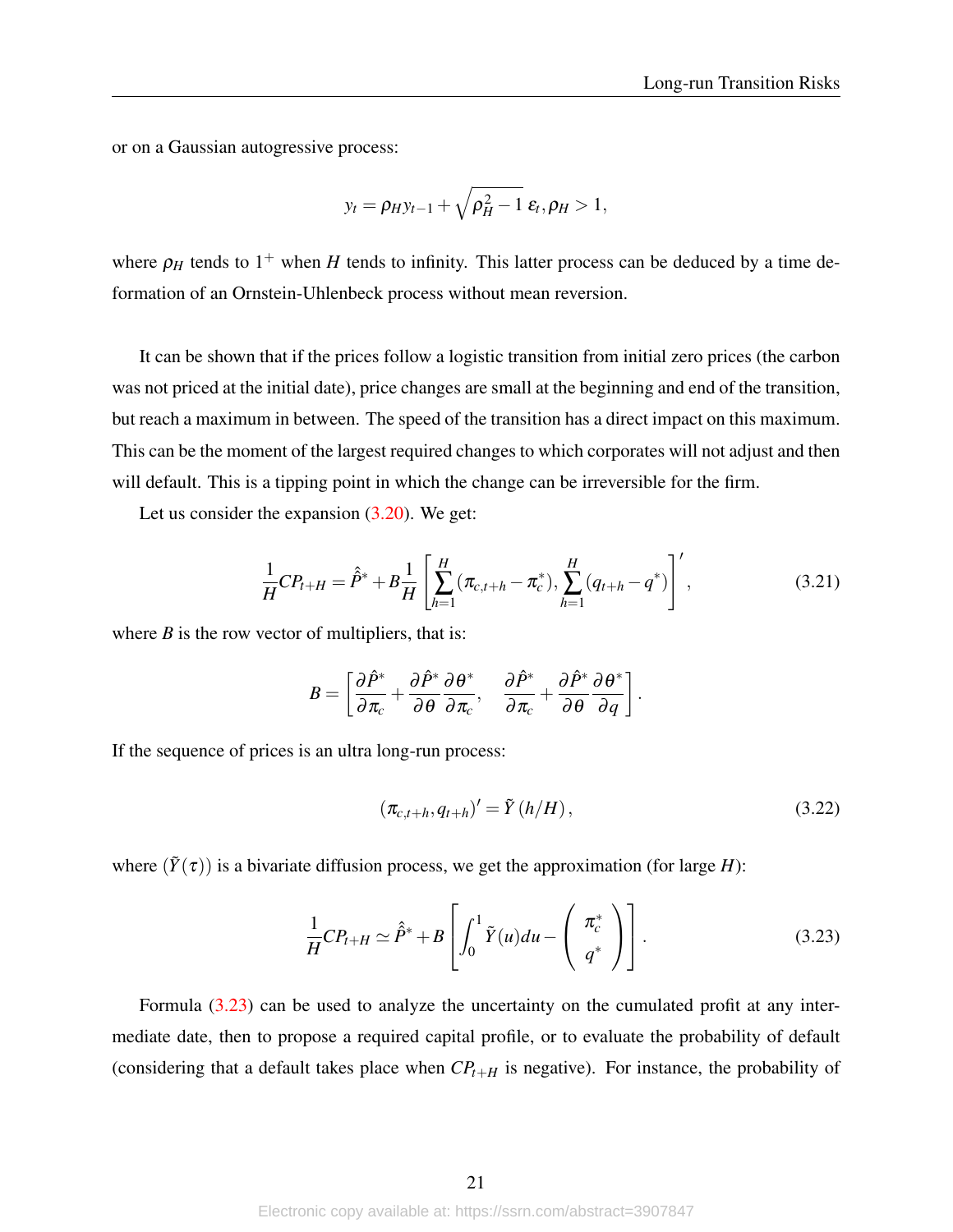or on a Gaussian autogressive process:

$$y_t = \rho_H y_{t-1} + \sqrt{\rho_H^2 - 1}\,\varepsilon_t, \rho_H > 1,$$

where $\rho_H$ tends to $1^+$ when $H$ tends to infinity. This latter process can be deduced by a time deformation of an Ornstein-Uhlenbeck process without mean reversion.

It can be shown that if the prices follow a logistic transition from initial zero prices (the carbon was not priced at the initial date), price changes are small at the beginning and end of the transition, but reach a maximum in between. The speed of the transition has a direct impact on this maximum. This can be the moment of the largest required changes to which corporates will not adjust and then will default. This is a tipping point in which the change can be irreversible for the firm.

Let us consider the expansion (3.20). We get:

$$\frac{1}{H} CP_{t+H} = \hat{\hat{P}}^* + B \frac{1}{H} \left[ \sum_{h=1}^{H} (\pi_{c,t+h} - \pi_c^*), \sum_{h=1}^{H} (q_{t+h} - q^*) \right]', \tag{3.21}$$

where $B$ is the row vector of multipliers, that is:

$$B = \left[ \frac{\partial \hat{P}^*}{\partial \pi_c} + \frac{\partial \hat{P}^*}{\partial \theta} \frac{\partial \theta^*}{\partial \pi_c}, \quad \frac{\partial \hat{P}^*}{\partial \pi_c} + \frac{\partial \hat{P}^*}{\partial \theta} \frac{\partial \theta^*}{\partial q} \right].$$

If the sequence of prices is an ultra long-run process:

$$(\pi_{c,t+h}, q_{t+h})' = \tilde{Y}(h/H), \tag{3.22}$$

where $(\tilde{Y}(\tau))$ is a bivariate diffusion process, we get the approximation (for large $H$):

$$\frac{1}{H} CP_{t+H} \simeq \hat{\hat{P}}^* + B \left[ \int_0^1 \tilde{Y}(u) du - \begin{pmatrix} \pi_c^* \\ q^* \end{pmatrix} \right]. \tag{3.23}$$

Formula (3.23) can be used to analyze the uncertainty on the cumulated profit at any intermediate date, then to propose a required capital profile, or to evaluate the probability of default (considering that a default takes place when $CP_{t+H}$ is negative). For instance, the probability of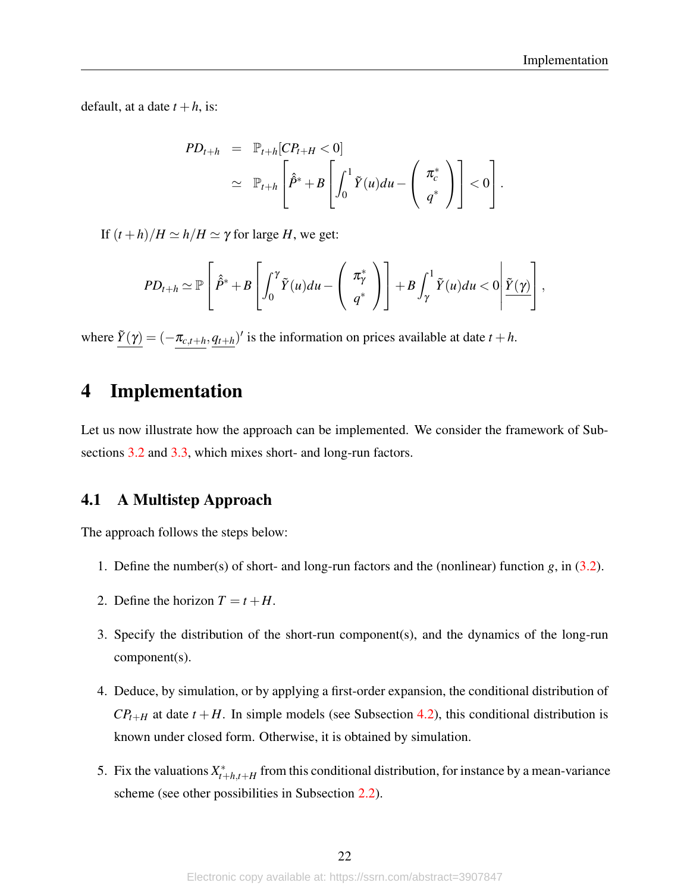default, at a date $t+h$, is:

$$
\begin{aligned}
PD_{t+h} &= \mathbb{P}_{t+h}[CP_{t+H} < 0] \\
&\simeq \mathbb{P}_{t+h}\left[\hat{\hat{P}}^{*} + B\left[\int_0^1 \tilde{Y}(u)du - \begin{pmatrix} \pi_c^{*} \\ q^{*} \end{pmatrix}\right] < 0\right].
\end{aligned}
$$

If $(t+h)/H \simeq h/H \simeq \gamma$ for large $H$, we get:

$$
PD_{t+h} \simeq \mathbb{P}\left[\hat{\hat{P}}^{*} + B\left[\int_0^{\gamma} \tilde{Y}(u)du - \begin{pmatrix} \pi_{\gamma}^{*} \\ q^{*} \end{pmatrix}\right] + B\int_{\gamma}^{1} \tilde{Y}(u)du < 0 \middle| \underline{\tilde{Y}(\gamma)}\right],
$$

where $\underline{\tilde{Y}(\gamma)} = (-\underline{\pi_{c,t+h}}, \underline{q_{t+h}})'$ is the information on prices available at date $t+h$.

# 4 Implementation

Let us now illustrate how the approach can be implemented. We consider the framework of Subsections 3.2 and 3.3, which mixes short- and long-run factors.

## 4.1 A Multistep Approach

The approach follows the steps below:

1. Define the number(s) of short- and long-run factors and the (nonlinear) function $g$, in (3.2).
2. Define the horizon $T = t + H$.
3. Specify the distribution of the short-run component(s), and the dynamics of the long-run component(s).
4. Deduce, by simulation, or by applying a first-order expansion, the conditional distribution of $CP_{t+H}$ at date $t+H$. In simple models (see Subsection 4.2), this conditional distribution is known under closed form. Otherwise, it is obtained by simulation.
5. Fix the valuations $X^{*}_{t+h,t+H}$ from this conditional distribution, for instance by a mean-variance scheme (see other possibilities in Subsection 2.2).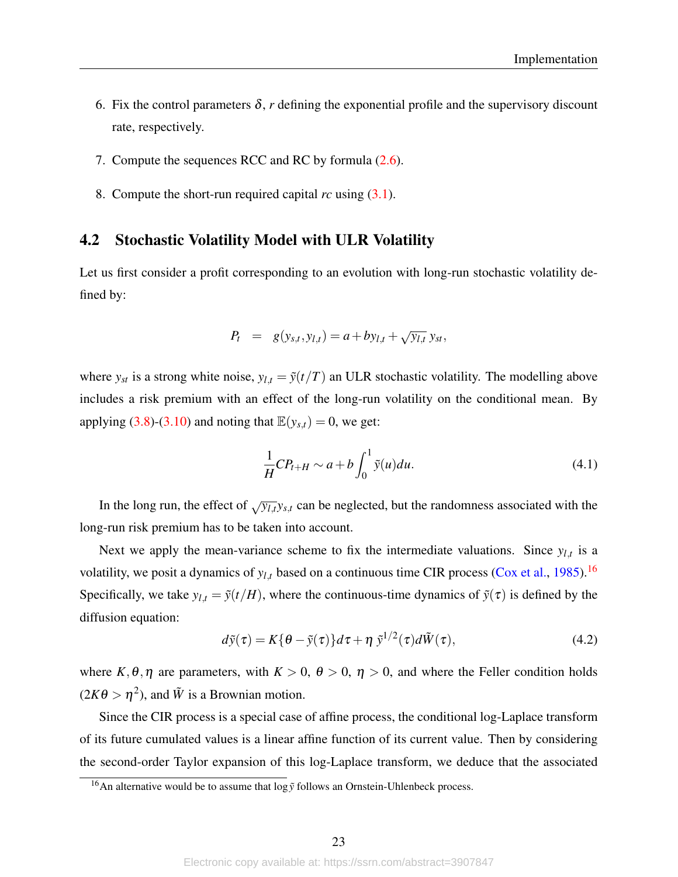6. Fix the control parameters $\delta$, $r$ defining the exponential profile and the supervisory discount rate, respectively.

7. Compute the sequences RCC and RC by formula (2.6).

8. Compute the short-run required capital $rc$ using (3.1).

## 4.2 Stochastic Volatility Model with ULR Volatility

Let us first consider a profit corresponding to an evolution with long-run stochastic volatility defined by:

$$P_t \quad = \quad g(y_{s,t}, y_{l,t}) = a + b y_{l,t} + \sqrt{y_{l,t}}\, y_{st},$$

where $y_{st}$ is a strong white noise, $y_{l,t} = \tilde{y}(t/T)$ an ULR stochastic volatility. The modelling above includes a risk premium with an effect of the long-run volatility on the conditional mean. By applying (3.8)-(3.10) and noting that $\mathbb{E}(y_{s,t}) = 0$, we get:

$$\frac{1}{H} CP_{t+H} \sim a + b \int_0^1 \tilde{y}(u) du. \tag{4.1}$$

In the long run, the effect of $\sqrt{y_{l,t}} y_{s,t}$ can be neglected, but the randomness associated with the long-run risk premium has to be taken into account.

Next we apply the mean-variance scheme to fix the intermediate valuations. Since $y_{l,t}$ is a volatility, we posit a dynamics of $y_{l,t}$ based on a continuous time CIR process (Cox et al., 1985).[16] Specifically, we take $y_{l,t} = \tilde{y}(t/H)$, where the continuous-time dynamics of $\tilde{y}(\tau)$ is defined by the diffusion equation:

$$d\tilde{y}(\tau) = K\{\theta - \tilde{y}(\tau)\} d\tau + \eta\, \tilde{y}^{1/2}(\tau) d\tilde{W}(\tau), \tag{4.2}$$

where $K, \theta, \eta$ are parameters, with $K > 0$, $\theta > 0$, $\eta > 0$, and where the Feller condition holds ($2K\theta > \eta^2$), and $\tilde{W}$ is a Brownian motion.

Since the CIR process is a special case of affine process, the conditional log-Laplace transform of its future cumulated values is a linear affine function of its current value. Then by considering the second-order Taylor expansion of this log-Laplace transform, we deduce that the associated

[16] An alternative would be to assume that $\log \tilde{y}$ follows an Ornstein-Uhlenbeck process.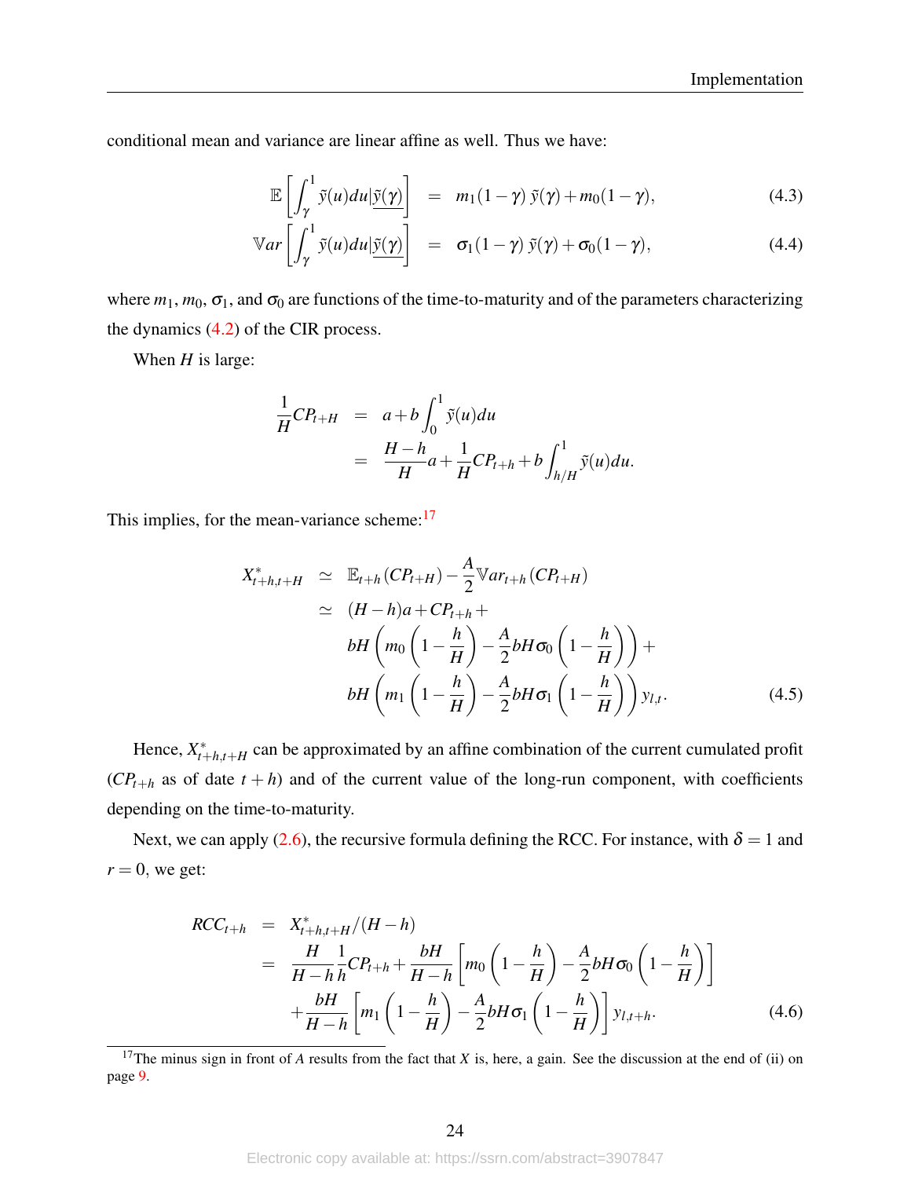conditional mean and variance are linear affine as well. Thus we have:

$$
\begin{aligned}
\mathbb{E}\left[\int_{\gamma}^{1} \tilde{y}(u)du | \underline{\tilde{y}(\gamma)}\right] &= m_1(1-\gamma)\,\tilde{y}(\gamma) + m_0(1-\gamma), &(4.3)\\
\mathbb{V}ar\left[\int_{\gamma}^{1} \tilde{y}(u)du | \underline{\tilde{y}(\gamma)}\right] &= \sigma_1(1-\gamma)\,\tilde{y}(\gamma) + \sigma_0(1-\gamma), &(4.4)
\end{aligned}
$$

where $m_1$, $m_0$, $\sigma_1$, and $\sigma_0$ are functions of the time-to-maturity and of the parameters characterizing the dynamics (4.2) of the CIR process.

When $H$ is large:

$$
\begin{aligned}
\frac{1}{H}CP_{t+H} &= a + b\int_0^1 \tilde{y}(u)du \\
&= \frac{H-h}{H}a + \frac{1}{H}CP_{t+h} + b\int_{h/H}^1 \tilde{y}(u)du.
\end{aligned}
$$

This implies, for the mean-variance scheme:[17]

$$
\begin{aligned}
X^*_{t+h,t+H} &\simeq \mathbb{E}_{t+h}(CP_{t+H}) - \frac{A}{2}\mathbb{V}ar_{t+h}(CP_{t+H}) \\
&\simeq (H-h)a + CP_{t+h} + \\
&\quad bH\left(m_0\left(1-\frac{h}{H}\right) - \frac{A}{2}bH\sigma_0\left(1-\frac{h}{H}\right)\right) + \\
&\quad bH\left(m_1\left(1-\frac{h}{H}\right) - \frac{A}{2}bH\sigma_1\left(1-\frac{h}{H}\right)\right) y_{l,t}. \qquad (4.5)
\end{aligned}
$$

Hence, $X^*_{t+h,t+H}$ can be approximated by an affine combination of the current cumulated profit ($CP_{t+h}$ as of date $t+h$) and of the current value of the long-run component, with coefficients depending on the time-to-maturity.

Next, we can apply (2.6), the recursive formula defining the RCC. For instance, with $\delta = 1$ and $r = 0$, we get:

$$
\begin{aligned}
RCC_{t+h} &= X^*_{t+h,t+H}/(H-h) \\
&= \frac{H}{H-h}\frac{1}{h}CP_{t+h} + \frac{bH}{H-h}\left[m_0\left(1-\frac{h}{H}\right) - \frac{A}{2}bH\sigma_0\left(1-\frac{h}{H}\right)\right] \\
&\quad + \frac{bH}{H-h}\left[m_1\left(1-\frac{h}{H}\right) - \frac{A}{2}bH\sigma_1\left(1-\frac{h}{H}\right)\right] y_{l,t+h}. \qquad (4.6)
\end{aligned}
$$

---

[17] The minus sign in front of $A$ results from the fact that $X$ is, here, a gain. See the discussion at the end of (ii) on page 9.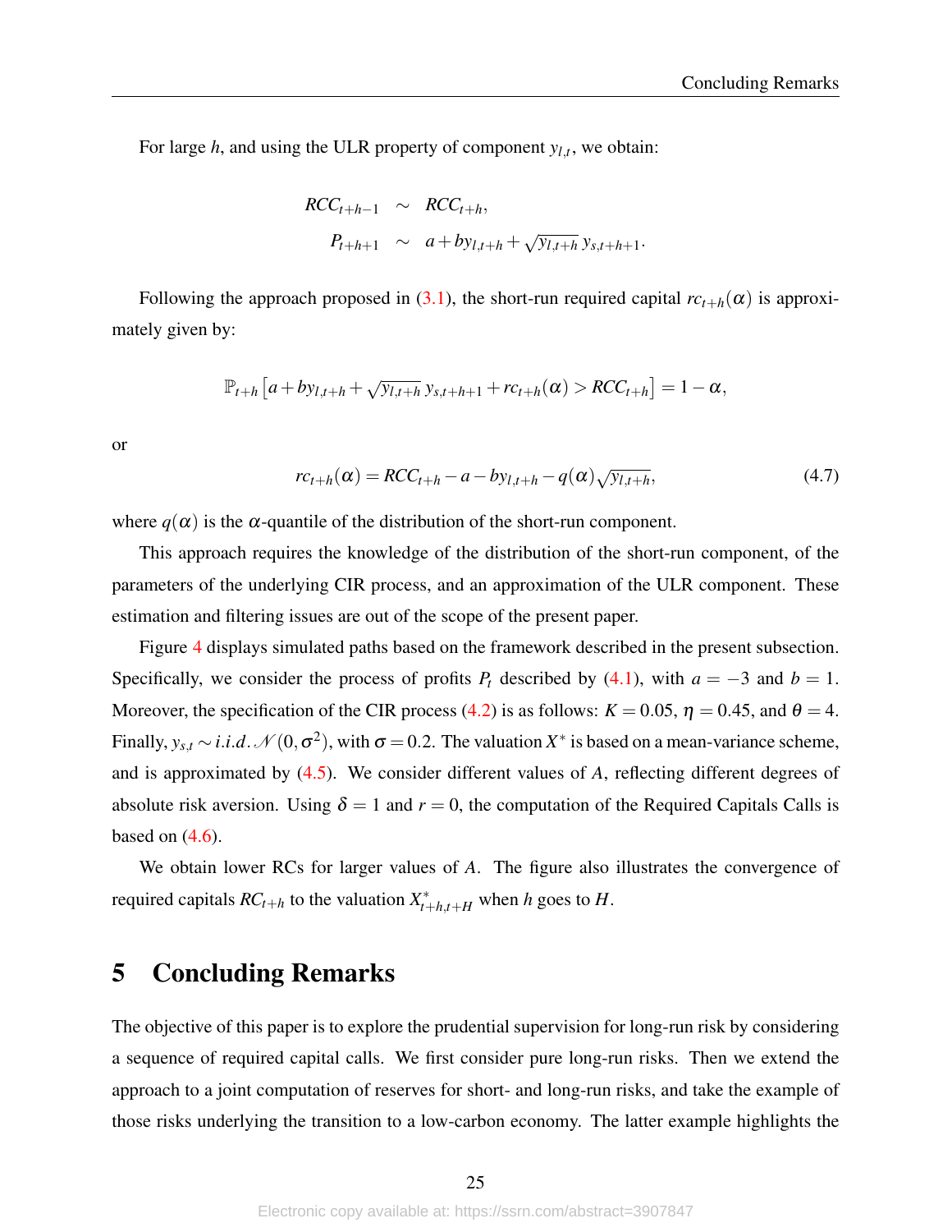For large $h$, and using the ULR property of component $y_{l,t}$, we obtain:

$$
\begin{aligned}
RCC_{t+h-1} &\sim RCC_{t+h}, \\
P_{t+h+1} &\sim a + by_{l,t+h} + \sqrt{y_{l,t+h}}\, y_{s,t+h+1}.
\end{aligned}
$$

Following the approach proposed in (3.1), the short-run required capital $rc_{t+h}(\alpha)$ is approximately given by:

$$
\mathbb{P}_{t+h}\left[a + by_{l,t+h} + \sqrt{y_{l,t+h}}\, y_{s,t+h+1} + rc_{t+h}(\alpha) > RCC_{t+h}\right] = 1 - \alpha,
$$

or

$$
rc_{t+h}(\alpha) = RCC_{t+h} - a - by_{l,t+h} - q(\alpha)\sqrt{y_{l,t+h}}, \tag{4.7}
$$

where $q(\alpha)$ is the $\alpha$-quantile of the distribution of the short-run component.

This approach requires the knowledge of the distribution of the short-run component, of the parameters of the underlying CIR process, and an approximation of the ULR component. These estimation and filtering issues are out of the scope of the present paper.

Figure 4 displays simulated paths based on the framework described in the present subsection. Specifically, we consider the process of profits $P_t$ described by (4.1), with $a = -3$ and $b = 1$. Moreover, the specification of the CIR process (4.2) is as follows: $K = 0.05$, $\eta = 0.45$, and $\theta = 4$. Finally, $y_{s,t} \sim i.i.d. \mathcal{N}(0, \sigma^2)$, with $\sigma = 0.2$. The valuation $X^*$ is based on a mean-variance scheme, and is approximated by (4.5). We consider different values of $A$, reflecting different degrees of absolute risk aversion. Using $\delta = 1$ and $r = 0$, the computation of the Required Capitals Calls is based on (4.6).

We obtain lower RCs for larger values of $A$. The figure also illustrates the convergence of required capitals $RC_{t+h}$ to the valuation $X^*_{t+h,t+H}$ when $h$ goes to $H$.

# 5 Concluding Remarks

The objective of this paper is to explore the prudential supervision for long-run risk by considering a sequence of required capital calls. We first consider pure long-run risks. Then we extend the approach to a joint computation of reserves for short- and long-run risks, and take the example of those risks underlying the transition to a low-carbon economy. The latter example highlights the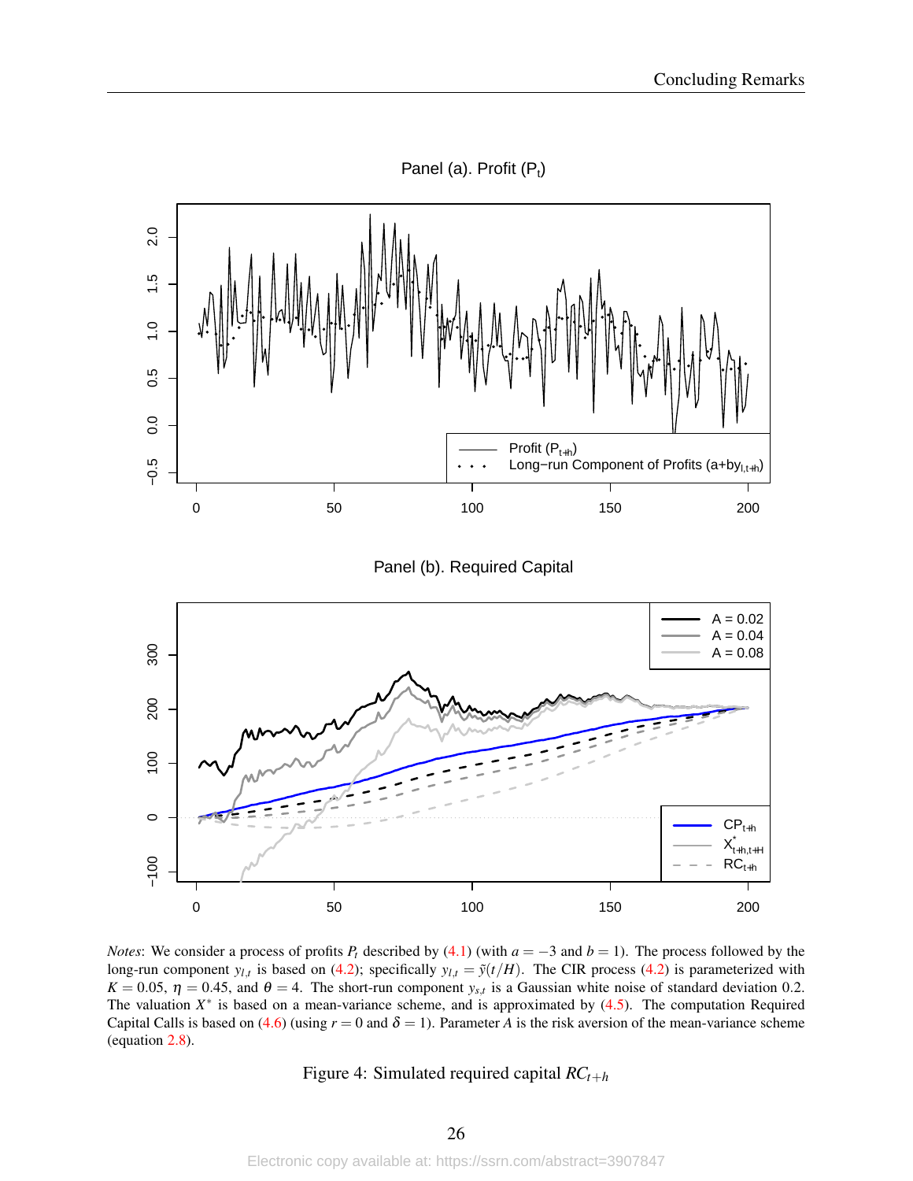Panel (a). Profit ($P_t$)

Panel (b). Required Capital

*Notes*: We consider a process of profits $P_t$ described by (4.1) (with $a = -3$ and $b = 1$). The process followed by the long-run component $y_{l,t}$ is based on (4.2); specifically $y_{l,t} = \tilde{y}(t/H)$. The CIR process (4.2) is parameterized with $K = 0.05$, $\eta = 0.45$, and $\theta = 4$. The short-run component $y_{s,t}$ is a Gaussian white noise of standard deviation 0.2. The valuation $X^*$ is based on a mean-variance scheme, and is approximated by (4.5). The computation Required Capital Calls is based on (4.6) (using $r = 0$ and $\delta = 1$). Parameter $A$ is the risk aversion of the mean-variance scheme (equation 2.8).

Figure 4: Simulated required capital $RC_{t+h}$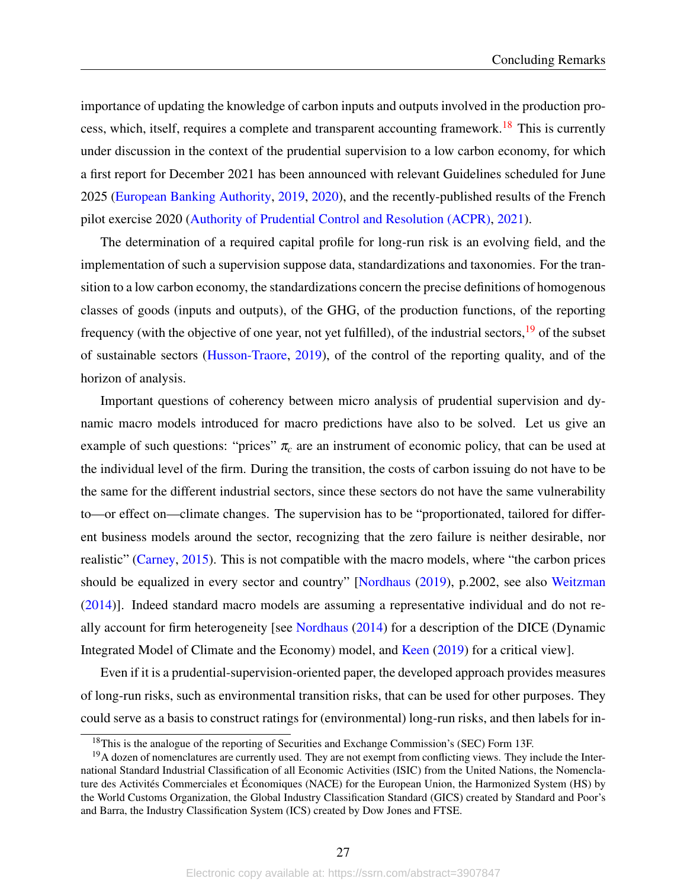importance of updating the knowledge of carbon inputs and outputs involved in the production process, which, itself, requires a complete and transparent accounting framework.[18] This is currently under discussion in the context of the prudential supervision to a low carbon economy, for which a first report for December 2021 has been announced with relevant Guidelines scheduled for June 2025 (European Banking Authority, 2019, 2020), and the recently-published results of the French pilot exercise 2020 (Authority of Prudential Control and Resolution (ACPR), 2021).

The determination of a required capital profile for long-run risk is an evolving field, and the implementation of such a supervision suppose data, standardizations and taxonomies. For the transition to a low carbon economy, the standardizations concern the precise definitions of homogenous classes of goods (inputs and outputs), of the GHG, of the production functions, of the reporting frequency (with the objective of one year, not yet fulfilled), of the industrial sectors,[19] of the subset of sustainable sectors (Husson-Traore, 2019), of the control of the reporting quality, and of the horizon of analysis.

Important questions of coherency between micro analysis of prudential supervision and dynamic macro models introduced for macro predictions have also to be solved. Let us give an example of such questions: "prices" $\pi_c$ are an instrument of economic policy, that can be used at the individual level of the firm. During the transition, the costs of carbon issuing do not have to be the same for the different industrial sectors, since these sectors do not have the same vulnerability to—or effect on—climate changes. The supervision has to be "proportionated, tailored for different business models around the sector, recognizing that the zero failure is neither desirable, nor realistic" (Carney, 2015). This is not compatible with the macro models, where "the carbon prices should be equalized in every sector and country" [Nordhaus (2019), p.2002, see also Weitzman (2014)]. Indeed standard macro models are assuming a representative individual and do not really account for firm heterogeneity [see Nordhaus (2014) for a description of the DICE (Dynamic Integrated Model of Climate and the Economy) model, and Keen (2019) for a critical view].

Even if it is a prudential-supervision-oriented paper, the developed approach provides measures of long-run risks, such as environmental transition risks, that can be used for other purposes. They could serve as a basis to construct ratings for (environmental) long-run risks, and then labels for in-

[18] This is the analogue of the reporting of Securities and Exchange Commission's (SEC) Form 13F.

[19] A dozen of nomenclatures are currently used. They are not exempt from conflicting views. They include the International Standard Industrial Classification of all Economic Activities (ISIC) from the United Nations, the Nomenclature des Activités Commerciales et Économiques (NACE) for the European Union, the Harmonized System (HS) by the World Customs Organization, the Global Industry Classification Standard (GICS) created by Standard and Poor's and Barra, the Industry Classification System (ICS) created by Dow Jones and FTSE.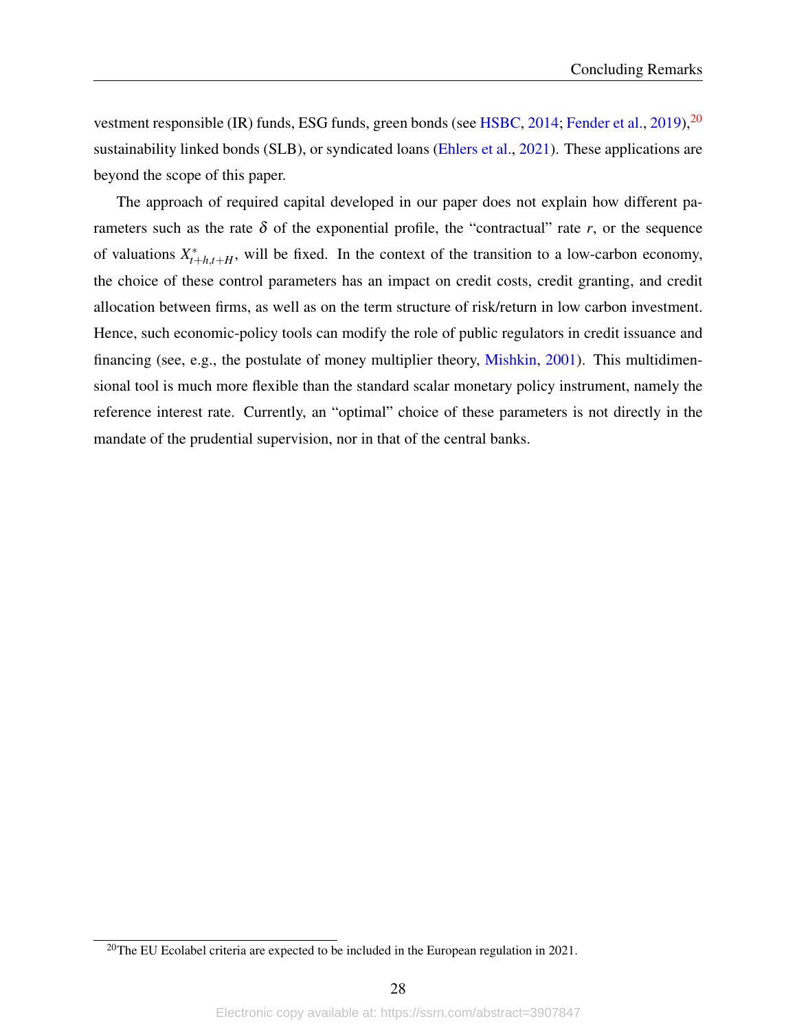vestment responsible (IR) funds, ESG funds, green bonds (see HSBC, 2014; Fender et al., 2019),[20] sustainability linked bonds (SLB), or syndicated loans (Ehlers et al., 2021). These applications are beyond the scope of this paper.

The approach of required capital developed in our paper does not explain how different parameters such as the rate $\delta$ of the exponential profile, the "contractual" rate $r$, or the sequence of valuations $X^*_{t+h,t+H}$, will be fixed. In the context of the transition to a low-carbon economy, the choice of these control parameters has an impact on credit costs, credit granting, and credit allocation between firms, as well as on the term structure of risk/return in low carbon investment. Hence, such economic-policy tools can modify the role of public regulators in credit issuance and financing (see, e.g., the postulate of money multiplier theory, Mishkin, 2001). This multidimensional tool is much more flexible than the standard scalar monetary policy instrument, namely the reference interest rate. Currently, an "optimal" choice of these parameters is not directly in the mandate of the prudential supervision, nor in that of the central banks.

[20] The EU Ecolabel criteria are expected to be included in the European regulation in 2021.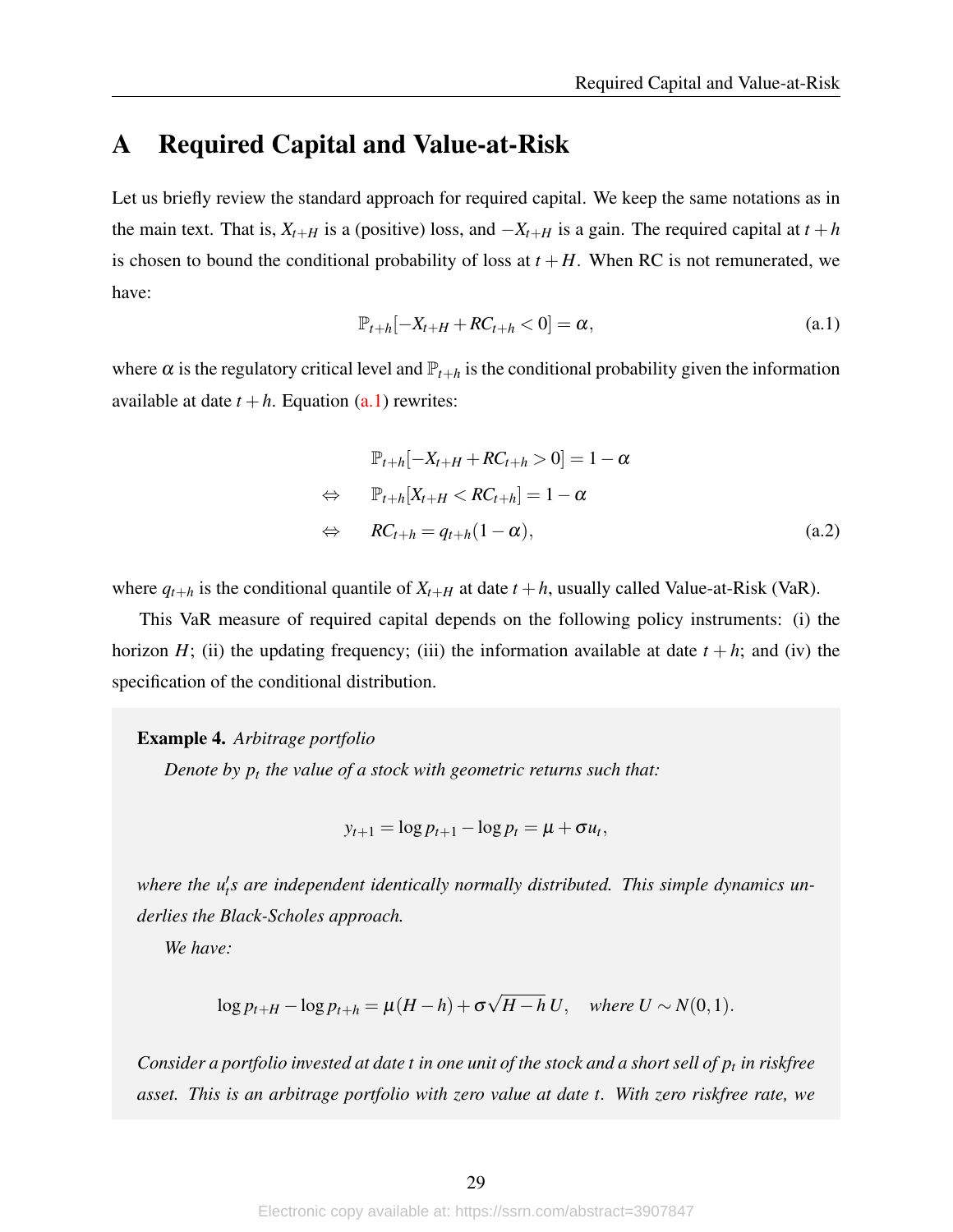# A Required Capital and Value-at-Risk

Let us briefly review the standard approach for required capital. We keep the same notations as in the main text. That is, $X_{t+H}$ is a (positive) loss, and $-X_{t+H}$ is a gain. The required capital at $t+h$ is chosen to bound the conditional probability of loss at $t+H$. When RC is not remunerated, we have:

$$\mathbb{P}_{t+h}[-X_{t+H} + RC_{t+h} < 0] = \alpha, \tag{a.1}$$

where $\alpha$ is the regulatory critical level and $\mathbb{P}_{t+h}$ is the conditional probability given the information available at date $t+h$. Equation (a.1) rewrites:

$$\begin{aligned}
& \mathbb{P}_{t+h}[-X_{t+H} + RC_{t+h} > 0] = 1 - \alpha \\
\Leftrightarrow \quad & \mathbb{P}_{t+h}[X_{t+H} < RC_{t+h}] = 1 - \alpha \\
\Leftrightarrow \quad & RC_{t+h} = q_{t+h}(1 - \alpha),
\end{aligned} \tag{a.2}$$

where $q_{t+h}$ is the conditional quantile of $X_{t+H}$ at date $t+h$, usually called Value-at-Risk (VaR).

This VaR measure of required capital depends on the following policy instruments: (i) the horizon $H$; (ii) the updating frequency; (iii) the information available at date $t+h$; and (iv) the specification of the conditional distribution.

**Example 4.** *Arbitrage portfolio*

*Denote by $p_t$ the value of a stock with geometric returns such that:*

$$y_{t+1} = \log p_{t+1} - \log p_t = \mu + \sigma u_t,$$

*where the $u_t'$s are independent identically normally distributed. This simple dynamics underlies the Black-Scholes approach.*

*We have:*

$$\log p_{t+H} - \log p_{t+h} = \mu(H-h) + \sigma\sqrt{H-h}\, U, \quad \text{where } U \sim N(0,1).$$

*Consider a portfolio invested at date t in one unit of the stock and a short sell of $p_t$ in riskfree asset. This is an arbitrage portfolio with zero value at date $t$. With zero riskfree rate, we*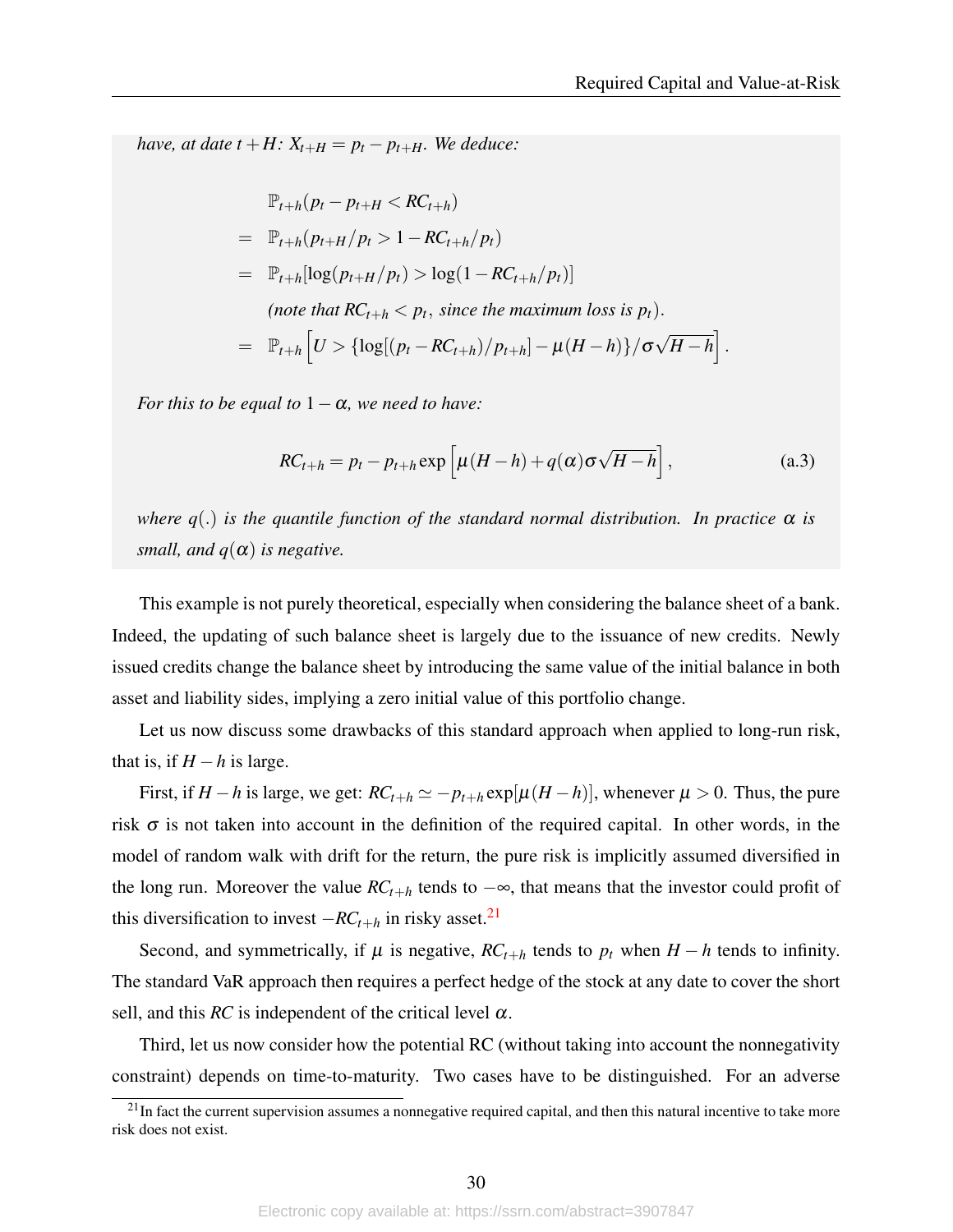*have, at date $t+H$: $X_{t+H} = p_t - p_{t+H}$. We deduce:*

$$
\begin{aligned}
& \mathbb{P}_{t+h}(p_t - p_{t+H} < RC_{t+h}) \\
= \ & \mathbb{P}_{t+h}(p_{t+H}/p_t > 1 - RC_{t+h}/p_t) \\
= \ & \mathbb{P}_{t+h}[\log(p_{t+H}/p_t) > \log(1 - RC_{t+h}/p_t)] \\
& \textit{(note that } RC_{t+h} < p_t\textit{, since the maximum loss is } p_t\textit{).} \\
= \ & \mathbb{P}_{t+h}\left[U > \{\log[(p_t - RC_{t+h})/p_{t+h}] - \mu(H-h)\}/\sigma\sqrt{H-h}\right].
\end{aligned}
$$

*For this to be equal to $1-\alpha$, we need to have:*

$$
RC_{t+h} = p_t - p_{t+h}\exp\left[\mu(H-h) + q(\alpha)\sigma\sqrt{H-h}\right], \tag{a.3}
$$

*where $q(.)$ is the quantile function of the standard normal distribution. In practice $\alpha$ is small, and $q(\alpha)$ is negative.*

This example is not purely theoretical, especially when considering the balance sheet of a bank. Indeed, the updating of such balance sheet is largely due to the issuance of new credits. Newly issued credits change the balance sheet by introducing the same value of the initial balance in both asset and liability sides, implying a zero initial value of this portfolio change.

Let us now discuss some drawbacks of this standard approach when applied to long-run risk, that is, if $H-h$ is large.

First, if $H-h$ is large, we get: $RC_{t+h} \simeq -p_{t+h}\exp[\mu(H-h)]$, whenever $\mu > 0$. Thus, the pure risk $\sigma$ is not taken into account in the definition of the required capital. In other words, in the model of random walk with drift for the return, the pure risk is implicitly assumed diversified in the long run. Moreover the value $RC_{t+h}$ tends to $-\infty$, that means that the investor could profit of this diversification to invest $-RC_{t+h}$ in risky asset.[21]

Second, and symmetrically, if $\mu$ is negative, $RC_{t+h}$ tends to $p_t$ when $H-h$ tends to infinity. The standard VaR approach then requires a perfect hedge of the stock at any date to cover the short sell, and this $RC$ is independent of the critical level $\alpha$.

Third, let us now consider how the potential RC (without taking into account the nonnegativity constraint) depends on time-to-maturity. Two cases have to be distinguished. For an adverse

[21] In fact the current supervision assumes a nonnegative required capital, and then this natural incentive to take more risk does not exist.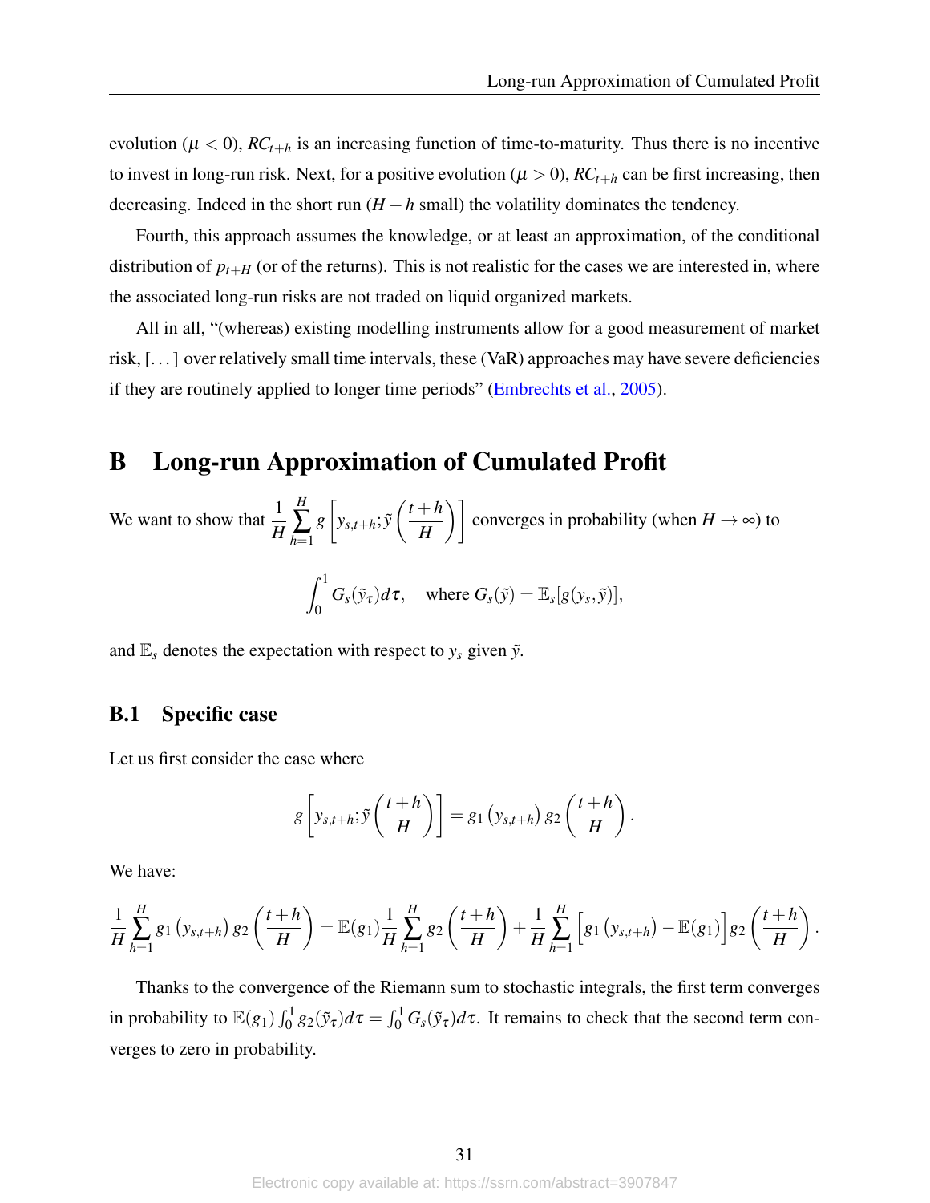evolution ($\mu < 0$), $RC_{t+h}$ is an increasing function of time-to-maturity. Thus there is no incentive to invest in long-run risk. Next, for a positive evolution ($\mu > 0$), $RC_{t+h}$ can be first increasing, then decreasing. Indeed in the short run ($H - h$ small) the volatility dominates the tendency.

Fourth, this approach assumes the knowledge, or at least an approximation, of the conditional distribution of $p_{t+H}$ (or of the returns). This is not realistic for the cases we are interested in, where the associated long-run risks are not traded on liquid organized markets.

All in all, "(whereas) existing modelling instruments allow for a good measurement of market risk, [. . . ] over relatively small time intervals, these (VaR) approaches may have severe deficiencies if they are routinely applied to longer time periods" (Embrechts et al., 2005).

# B Long-run Approximation of Cumulated Profit

We want to show that $\frac{1}{H}\sum_{h=1}^{H} g\left[y_{s,t+h};\tilde{y}\left(\frac{t+h}{H}\right)\right]$ converges in probability (when $H \to \infty$) to

$$\int_0^1 G_s(\tilde{y}_\tau)d\tau, \quad \text{where } G_s(\tilde{y}) = \mathbb{E}_s[g(y_s,\tilde{y})],$$

and $\mathbb{E}_s$ denotes the expectation with respect to $y_s$ given $\tilde{y}$.

## B.1 Specific case

Let us first consider the case where

$$g\left[y_{s,t+h};\tilde{y}\left(\frac{t+h}{H}\right)\right] = g_1\left(y_{s,t+h}\right) g_2\left(\frac{t+h}{H}\right).$$

We have:

$$\frac{1}{H}\sum_{h=1}^{H} g_1\left(y_{s,t+h}\right) g_2\left(\frac{t+h}{H}\right) = \mathbb{E}(g_1)\frac{1}{H}\sum_{h=1}^{H} g_2\left(\frac{t+h}{H}\right) + \frac{1}{H}\sum_{h=1}^{H}\left[g_1\left(y_{s,t+h}\right) - \mathbb{E}(g_1)\right] g_2\left(\frac{t+h}{H}\right).$$

Thanks to the convergence of the Riemann sum to stochastic integrals, the first term converges in probability to $\mathbb{E}(g_1)\int_0^1 g_2(\tilde{y}_\tau)d\tau = \int_0^1 G_s(\tilde{y}_\tau)d\tau$. It remains to check that the second term converges to zero in probability.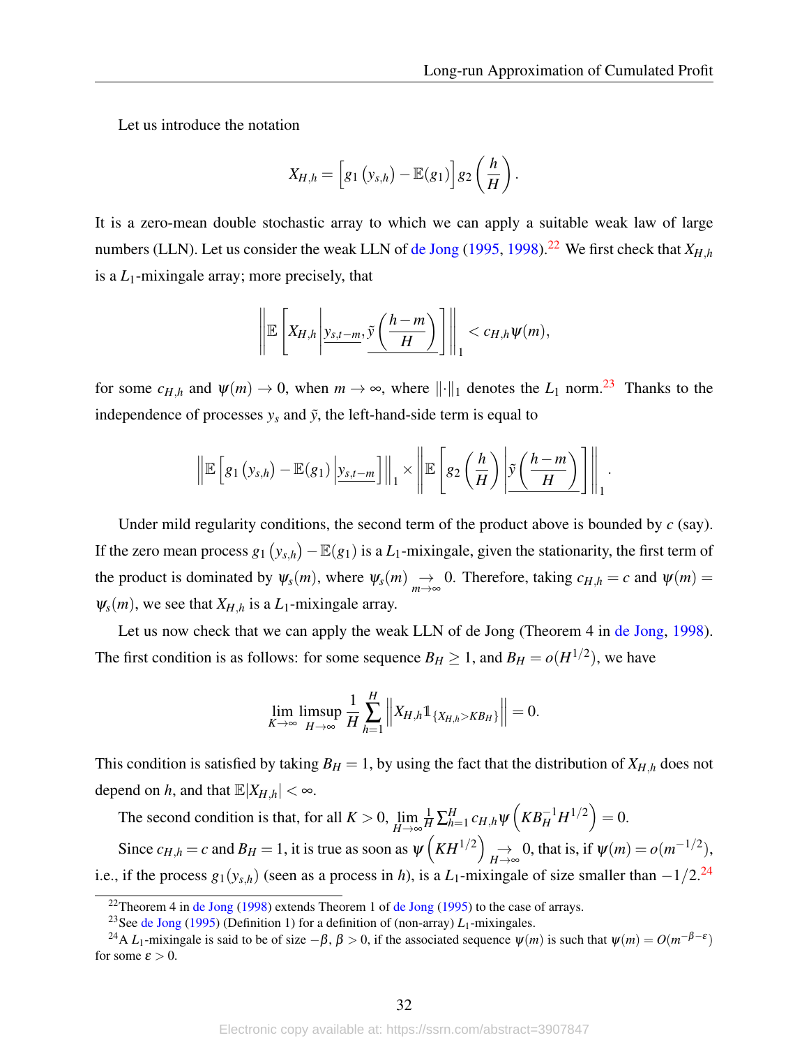Let us introduce the notation

$$X_{H,h} = \left[g_1\left(y_{s,h}\right) - \mathbb{E}(g_1)\right] g_2\left(\frac{h}{H}\right).$$

It is a zero-mean double stochastic array to which we can apply a suitable weak law of large numbers (LLN). Let us consider the weak LLN of de Jong (1995, 1998).[22] We first check that $X_{H,h}$ is a $L_1$-mixingale array; more precisely, that

$$\left\| \mathbb{E}\left[X_{H,h} \left| \underline{y_{s,t-m}}, \underline{\tilde{y}\left(\frac{h-m}{H}\right)}\right.\right]\right\|_1 < c_{H,h}\psi(m),$$

for some $c_{H,h}$ and $\psi(m) \to 0$, when $m \to \infty$, where $\|\cdot\|_1$ denotes the $L_1$ norm.[23] Thanks to the independence of processes $y_s$ and $\tilde{y}$, the left-hand-side term is equal to

$$\left\| \mathbb{E}\left[g_1\left(y_{s,h}\right) - \mathbb{E}(g_1) \left| \underline{y_{s,t-m}}\right.\right]\right\|_1 \times \left\| \mathbb{E}\left[g_2\left(\frac{h}{H}\right) \left| \underline{\tilde{y}\left(\frac{h-m}{H}\right)}\right.\right]\right\|_1.$$

Under mild regularity conditions, the second term of the product above is bounded by $c$ (say). If the zero mean process $g_1\left(y_{s,h}\right) - \mathbb{E}(g_1)$ is a $L_1$-mixingale, given the stationarity, the first term of the product is dominated by $\psi_s(m)$, where $\psi_s(m) \underset{m\to\infty}{\to} 0$. Therefore, taking $c_{H,h} = c$ and $\psi(m) = \psi_s(m)$, we see that $X_{H,h}$ is a $L_1$-mixingale array.

Let us now check that we can apply the weak LLN of de Jong (Theorem 4 in de Jong, 1998). The first condition is as follows: for some sequence $B_H \geq 1$, and $B_H = o(H^{1/2})$, we have

$$\lim_{K\to\infty} \limsup_{H\to\infty} \frac{1}{H} \sum_{h=1}^{H} \left\| X_{H,h} \mathbb{1}_{\{X_{H,h} > KB_H\}} \right\| = 0.$$

This condition is satisfied by taking $B_H = 1$, by using the fact that the distribution of $X_{H,h}$ does not depend on $h$, and that $\mathbb{E}|X_{H,h}| < \infty$.

The second condition is that, for all $K > 0$, $\lim_{H\to\infty} \frac{1}{H} \sum_{h=1}^{H} c_{H,h} \psi\left(KB_H^{-1}H^{1/2}\right) = 0$.

Since $c_{H,h} = c$ and $B_H = 1$, it is true as soon as $\psi\left(KH^{1/2}\right) \underset{H\to\infty}{\to} 0$, that is, if $\psi(m) = o(m^{-1/2})$, i.e., if the process $g_1(y_{s,h})$ (seen as a process in $h$), is a $L_1$-mixingale of size smaller than $-1/2$.[24]

---

[22] Theorem 4 in de Jong (1998) extends Theorem 1 of de Jong (1995) to the case of arrays.

[23] See de Jong (1995) (Definition 1) for a definition of (non-array) $L_1$-mixingales.

[24] A $L_1$-mixingale is said to be of size $-\beta$, $\beta > 0$, if the associated sequence $\psi(m)$ is such that $\psi(m) = O(m^{-\beta-\varepsilon})$ for some $\varepsilon > 0$.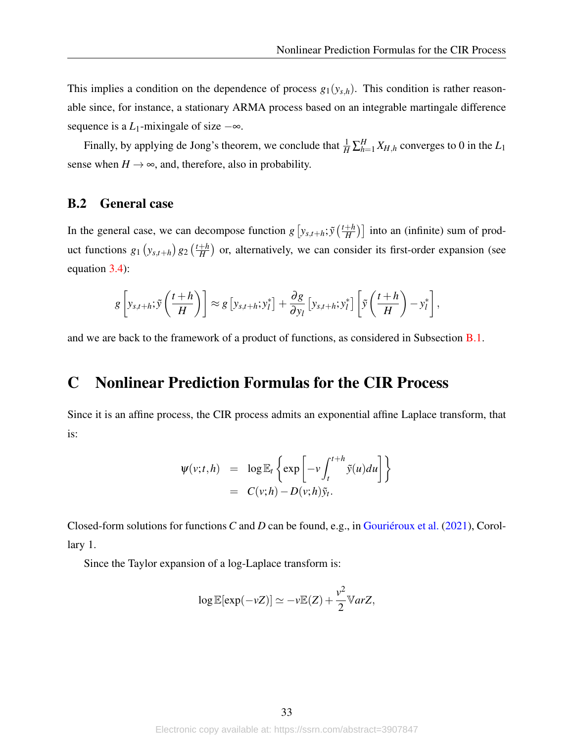This implies a condition on the dependence of process $g_1(y_{s,h})$. This condition is rather reasonable since, for instance, a stationary ARMA process based on an integrable martingale difference sequence is a $L_1$-mixingale of size $-\infty$.

Finally, by applying de Jong's theorem, we conclude that $\frac{1}{H}\sum_{h=1}^{H} X_{H,h}$ converges to 0 in the $L_1$ sense when $H \to \infty$, and, therefore, also in probability.

### B.2 General case

In the general case, we can decompose function $g\left[y_{s,t+h}; \tilde{y}\left(\frac{t+h}{H}\right)\right]$ into an (infinite) sum of product functions $g_1\left(y_{s,t+h}\right) g_2\left(\frac{t+h}{H}\right)$ or, alternatively, we can consider its first-order expansion (see equation 3.4):

$$g\left[y_{s,t+h}; \tilde{y}\left(\frac{t+h}{H}\right)\right] \approx g\left[y_{s,t+h}; y_l^*\right] + \frac{\partial g}{\partial y_l}\left[y_{s,t+h}; y_l^*\right]\left[\tilde{y}\left(\frac{t+h}{H}\right) - y_l^*\right],$$

and we are back to the framework of a product of functions, as considered in Subsection B.1.

## C Nonlinear Prediction Formulas for the CIR Process

Since it is an affine process, the CIR process admits an exponential affine Laplace transform, that is:

$$\begin{aligned}
\psi(v;t,h) &= \log \mathbb{E}_t\left\{\exp\left[-v\int_t^{t+h} \tilde{y}(u)du\right]\right\} \\
&= C(v;h) - D(v;h)\tilde{y}_t.
\end{aligned}$$

Closed-form solutions for functions $C$ and $D$ can be found, e.g., in Gouriéroux et al. (2021), Corollary 1.

Since the Taylor expansion of a log-Laplace transform is:

$$\log \mathbb{E}[\exp(-vZ)] \simeq -v\mathbb{E}(Z) + \frac{v^2}{2}\mathbb{V}arZ,$$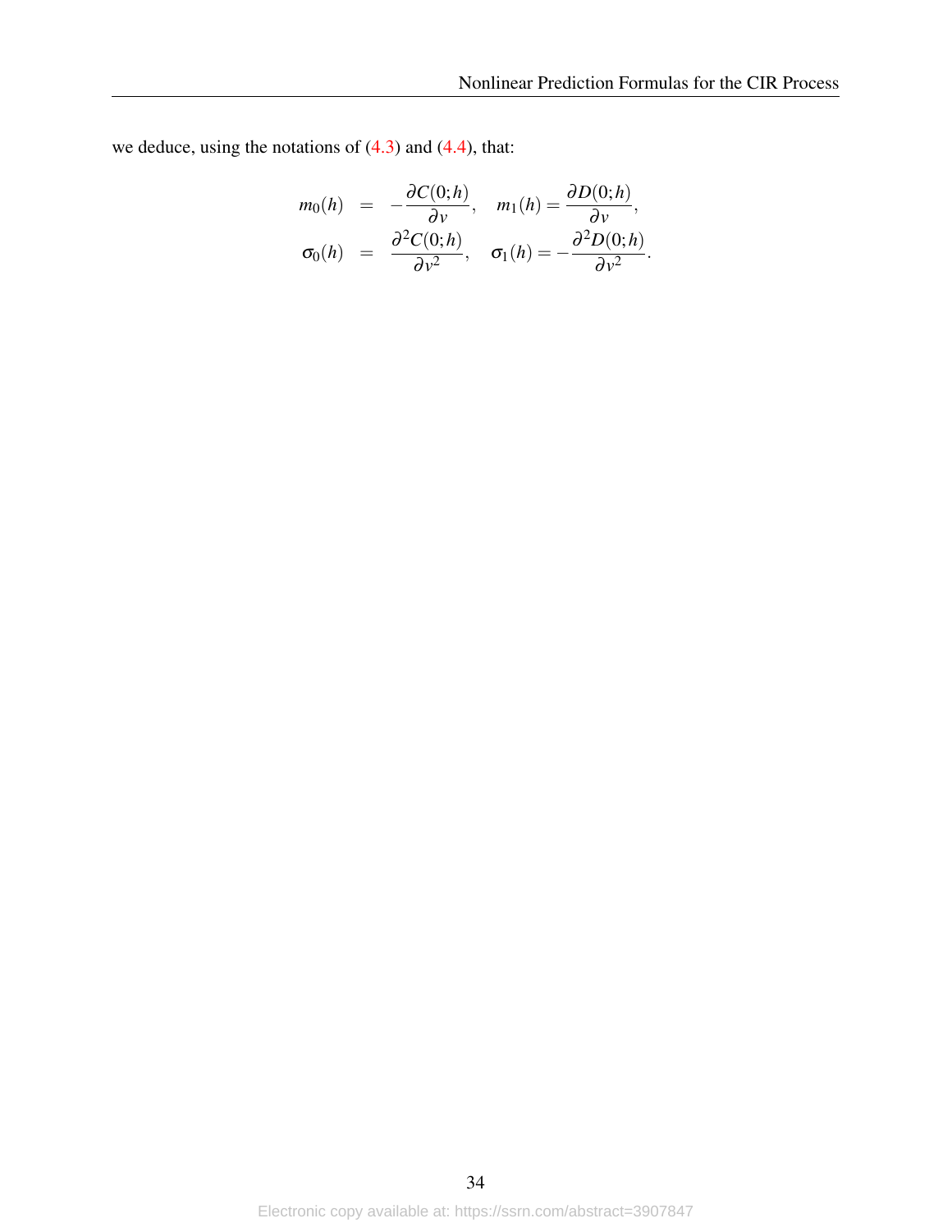we deduce, using the notations of (4.3) and (4.4), that:

$$
\begin{aligned}
m_0(h) &= -\frac{\partial C(0;h)}{\partial v}, \quad m_1(h) = \frac{\partial D(0;h)}{\partial v}, \\
\sigma_0(h) &= \frac{\partial^2 C(0;h)}{\partial v^2}, \quad \sigma_1(h) = -\frac{\partial^2 D(0;h)}{\partial v^2}.
\end{aligned}
$$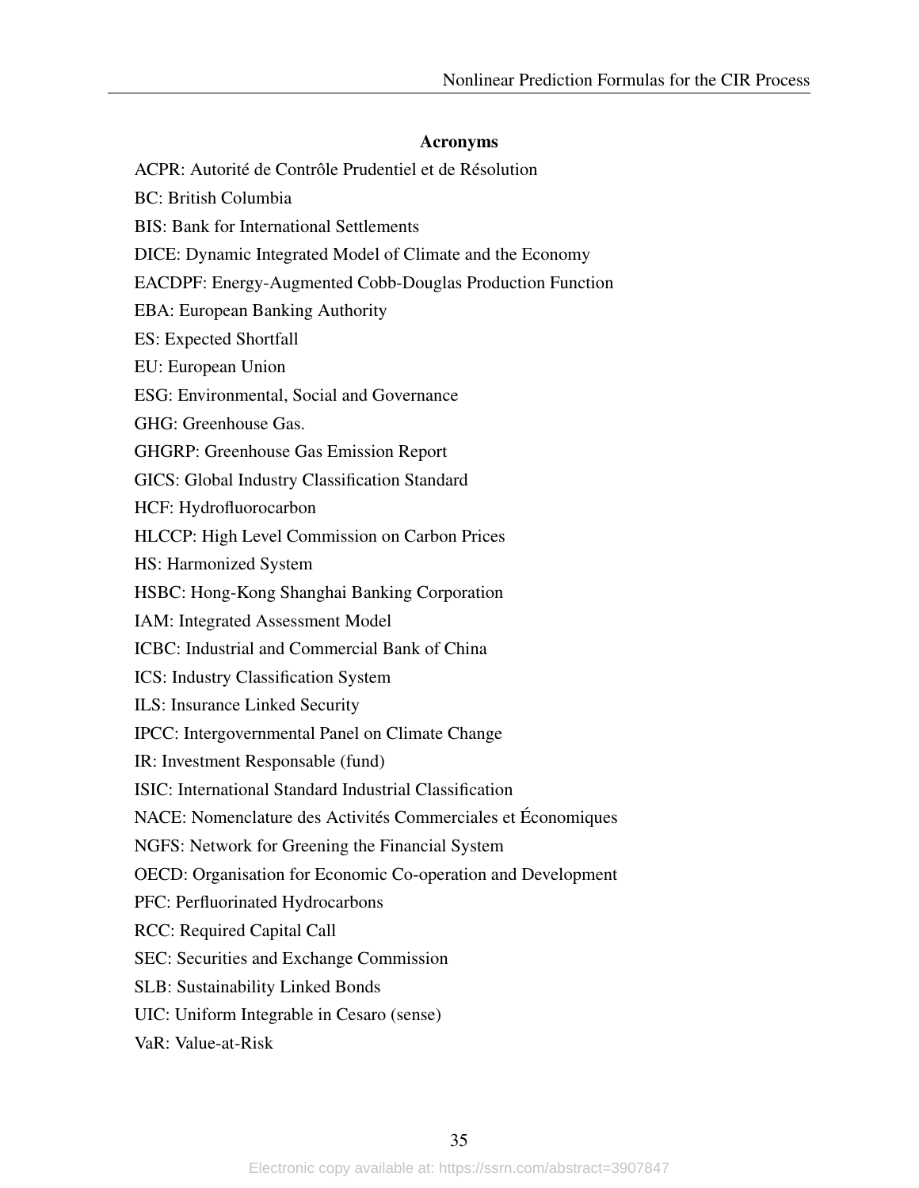## Acronyms

ACPR: Autorité de Contrôle Prudentiel et de Résolution

BC: British Columbia

BIS: Bank for International Settlements

DICE: Dynamic Integrated Model of Climate and the Economy

EACDPF: Energy-Augmented Cobb-Douglas Production Function

EBA: European Banking Authority

ES: Expected Shortfall

EU: European Union

ESG: Environmental, Social and Governance

GHG: Greenhouse Gas.

GHGRP: Greenhouse Gas Emission Report

GICS: Global Industry Classification Standard

HCF: Hydrofluorocarbon

HLCCP: High Level Commission on Carbon Prices

HS: Harmonized System

HSBC: Hong-Kong Shanghai Banking Corporation

IAM: Integrated Assessment Model

ICBC: Industrial and Commercial Bank of China

ICS: Industry Classification System

ILS: Insurance Linked Security

IPCC: Intergovernmental Panel on Climate Change

IR: Investment Responsable (fund)

ISIC: International Standard Industrial Classification

NACE: Nomenclature des Activités Commerciales et Économiques

NGFS: Network for Greening the Financial System

OECD: Organisation for Economic Co-operation and Development

PFC: Perfluorinated Hydrocarbons

RCC: Required Capital Call

SEC: Securities and Exchange Commission

SLB: Sustainability Linked Bonds

UIC: Uniform Integrable in Cesaro (sense)

VaR: Value-at-Risk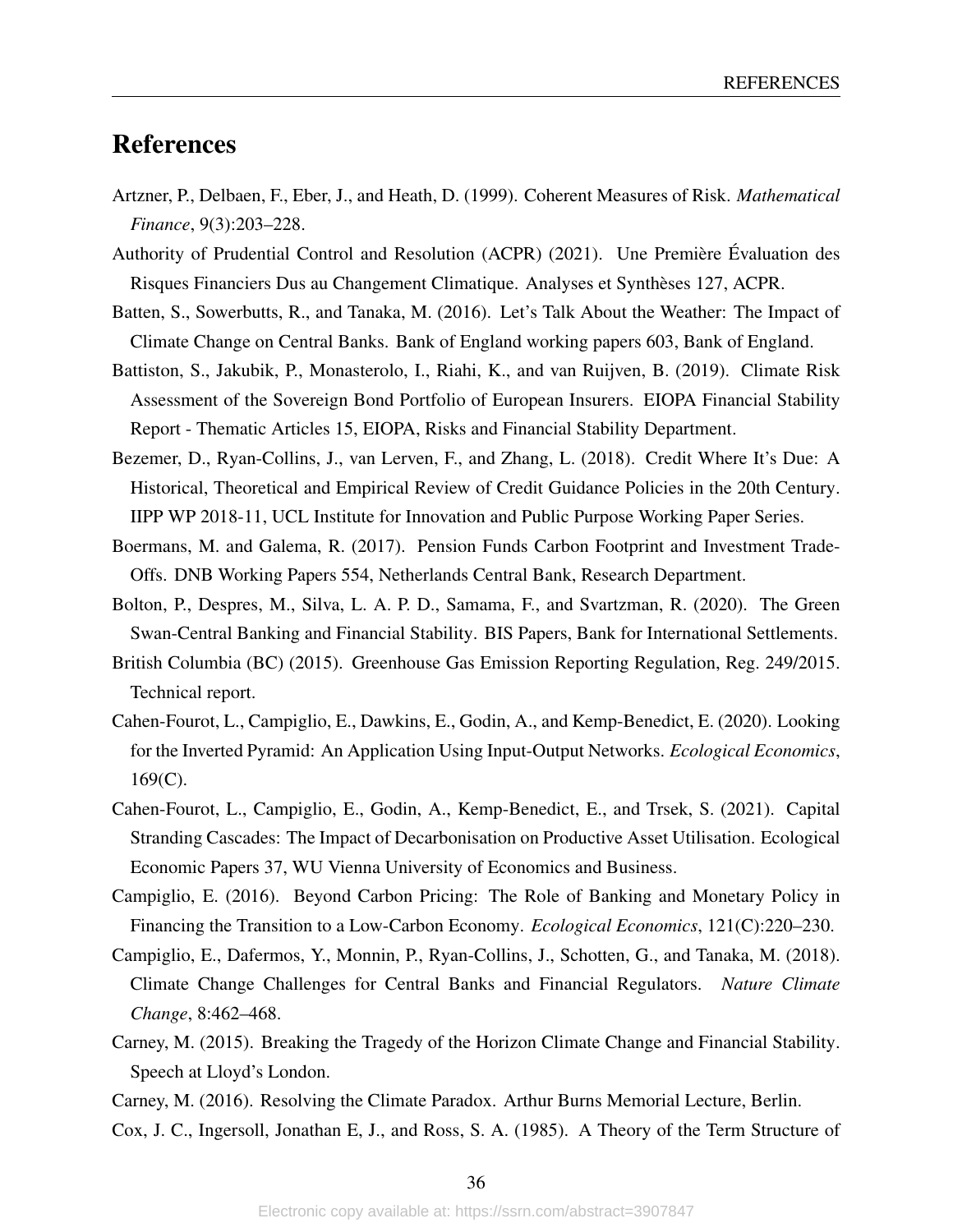# References

Artzner, P., Delbaen, F., Eber, J., and Heath, D. (1999). Coherent Measures of Risk. *Mathematical Finance*, 9(3):203–228.

Authority of Prudential Control and Resolution (ACPR) (2021). Une Première Évaluation des Risques Financiers Dus au Changement Climatique. Analyses et Synthèses 127, ACPR.

Batten, S., Sowerbutts, R., and Tanaka, M. (2016). Let's Talk About the Weather: The Impact of Climate Change on Central Banks. Bank of England working papers 603, Bank of England.

Battiston, S., Jakubik, P., Monasterolo, I., Riahi, K., and van Ruijven, B. (2019). Climate Risk Assessment of the Sovereign Bond Portfolio of European Insurers. EIOPA Financial Stability Report - Thematic Articles 15, EIOPA, Risks and Financial Stability Department.

Bezemer, D., Ryan-Collins, J., van Lerven, F., and Zhang, L. (2018). Credit Where It's Due: A Historical, Theoretical and Empirical Review of Credit Guidance Policies in the 20th Century. IIPP WP 2018-11, UCL Institute for Innovation and Public Purpose Working Paper Series.

Boermans, M. and Galema, R. (2017). Pension Funds Carbon Footprint and Investment Trade-Offs. DNB Working Papers 554, Netherlands Central Bank, Research Department.

Bolton, P., Despres, M., Silva, L. A. P. D., Samama, F., and Svartzman, R. (2020). The Green Swan-Central Banking and Financial Stability. BIS Papers, Bank for International Settlements.

British Columbia (BC) (2015). Greenhouse Gas Emission Reporting Regulation, Reg. 249/2015. Technical report.

Cahen-Fourot, L., Campiglio, E., Dawkins, E., Godin, A., and Kemp-Benedict, E. (2020). Looking for the Inverted Pyramid: An Application Using Input-Output Networks. *Ecological Economics*, 169(C).

Cahen-Fourot, L., Campiglio, E., Godin, A., Kemp-Benedict, E., and Trsek, S. (2021). Capital Stranding Cascades: The Impact of Decarbonisation on Productive Asset Utilisation. Ecological Economic Papers 37, WU Vienna University of Economics and Business.

Campiglio, E. (2016). Beyond Carbon Pricing: The Role of Banking and Monetary Policy in Financing the Transition to a Low-Carbon Economy. *Ecological Economics*, 121(C):220–230.

Campiglio, E., Dafermos, Y., Monnin, P., Ryan-Collins, J., Schotten, G., and Tanaka, M. (2018). Climate Change Challenges for Central Banks and Financial Regulators. *Nature Climate Change*, 8:462–468.

Carney, M. (2015). Breaking the Tragedy of the Horizon Climate Change and Financial Stability. Speech at Lloyd's London.

Carney, M. (2016). Resolving the Climate Paradox. Arthur Burns Memorial Lecture, Berlin.

Cox, J. C., Ingersoll, Jonathan E, J., and Ross, S. A. (1985). A Theory of the Term Structure of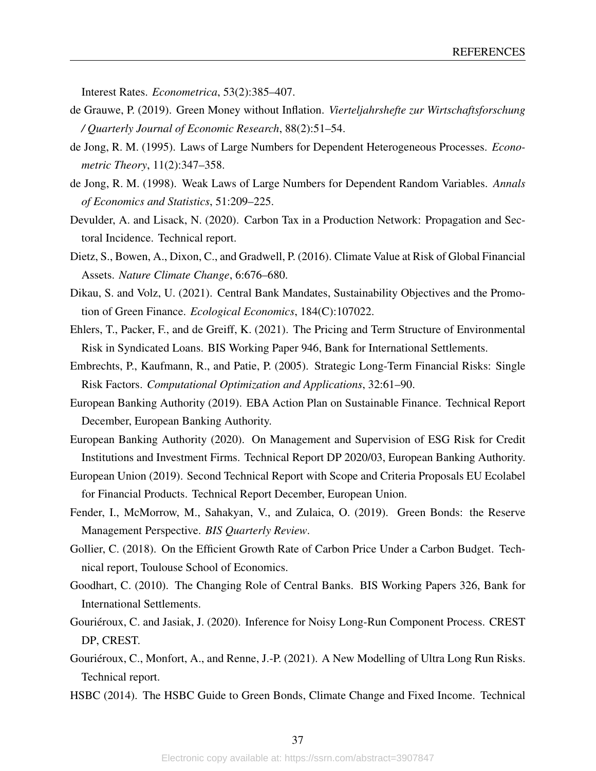Interest Rates. *Econometrica*, 53(2):385–407.

de Grauwe, P. (2019). Green Money without Inflation. *Vierteljahrshefte zur Wirtschaftsforschung / Quarterly Journal of Economic Research*, 88(2):51–54.

de Jong, R. M. (1995). Laws of Large Numbers for Dependent Heterogeneous Processes. *Econometric Theory*, 11(2):347–358.

de Jong, R. M. (1998). Weak Laws of Large Numbers for Dependent Random Variables. *Annals of Economics and Statistics*, 51:209–225.

Devulder, A. and Lisack, N. (2020). Carbon Tax in a Production Network: Propagation and Sectoral Incidence. Technical report.

Dietz, S., Bowen, A., Dixon, C., and Gradwell, P. (2016). Climate Value at Risk of Global Financial Assets. *Nature Climate Change*, 6:676–680.

Dikau, S. and Volz, U. (2021). Central Bank Mandates, Sustainability Objectives and the Promotion of Green Finance. *Ecological Economics*, 184(C):107022.

Ehlers, T., Packer, F., and de Greiff, K. (2021). The Pricing and Term Structure of Environmental Risk in Syndicated Loans. BIS Working Paper 946, Bank for International Settlements.

Embrechts, P., Kaufmann, R., and Patie, P. (2005). Strategic Long-Term Financial Risks: Single Risk Factors. *Computational Optimization and Applications*, 32:61–90.

European Banking Authority (2019). EBA Action Plan on Sustainable Finance. Technical Report December, European Banking Authority.

European Banking Authority (2020). On Management and Supervision of ESG Risk for Credit Institutions and Investment Firms. Technical Report DP 2020/03, European Banking Authority.

European Union (2019). Second Technical Report with Scope and Criteria Proposals EU Ecolabel for Financial Products. Technical Report December, European Union.

Fender, I., McMorrow, M., Sahakyan, V., and Zulaica, O. (2019). Green Bonds: the Reserve Management Perspective. *BIS Quarterly Review*.

Gollier, C. (2018). On the Efficient Growth Rate of Carbon Price Under a Carbon Budget. Technical report, Toulouse School of Economics.

Goodhart, C. (2010). The Changing Role of Central Banks. BIS Working Papers 326, Bank for International Settlements.

Gouriéroux, C. and Jasiak, J. (2020). Inference for Noisy Long-Run Component Process. CREST DP, CREST.

Gouriéroux, C., Monfort, A., and Renne, J.-P. (2021). A New Modelling of Ultra Long Run Risks. Technical report.

HSBC (2014). The HSBC Guide to Green Bonds, Climate Change and Fixed Income. Technical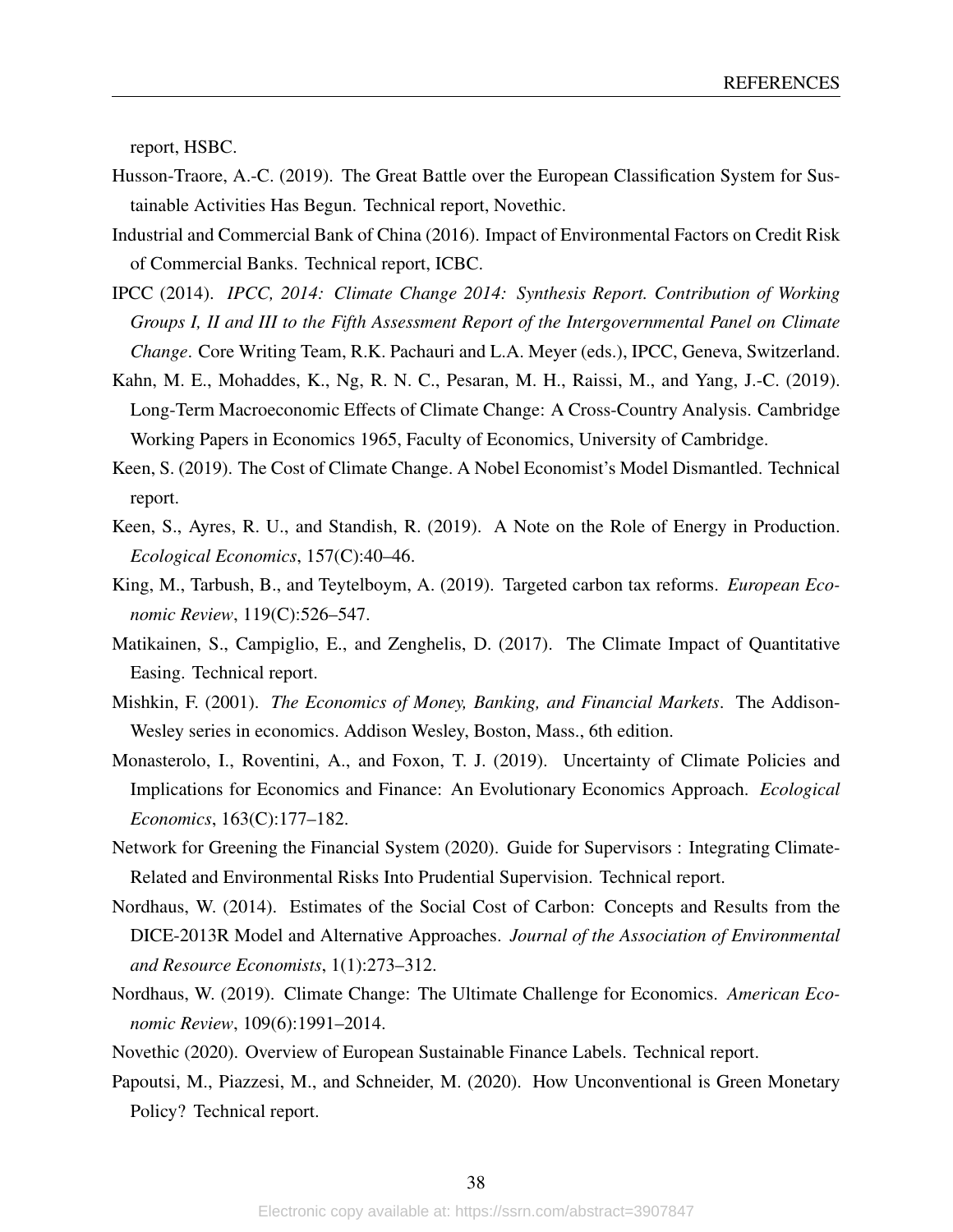report, HSBC.

Husson-Traore, A.-C. (2019). The Great Battle over the European Classification System for Sustainable Activities Has Begun. Technical report, Novethic.

Industrial and Commercial Bank of China (2016). Impact of Environmental Factors on Credit Risk of Commercial Banks. Technical report, ICBC.

IPCC (2014). *IPCC, 2014: Climate Change 2014: Synthesis Report. Contribution of Working Groups I, II and III to the Fifth Assessment Report of the Intergovernmental Panel on Climate Change*. Core Writing Team, R.K. Pachauri and L.A. Meyer (eds.), IPCC, Geneva, Switzerland.

Kahn, M. E., Mohaddes, K., Ng, R. N. C., Pesaran, M. H., Raissi, M., and Yang, J.-C. (2019). Long-Term Macroeconomic Effects of Climate Change: A Cross-Country Analysis. Cambridge Working Papers in Economics 1965, Faculty of Economics, University of Cambridge.

Keen, S. (2019). The Cost of Climate Change. A Nobel Economist's Model Dismantled. Technical report.

Keen, S., Ayres, R. U., and Standish, R. (2019). A Note on the Role of Energy in Production. *Ecological Economics*, 157(C):40–46.

King, M., Tarbush, B., and Teytelboym, A. (2019). Targeted carbon tax reforms. *European Economic Review*, 119(C):526–547.

Matikainen, S., Campiglio, E., and Zenghelis, D. (2017). The Climate Impact of Quantitative Easing. Technical report.

Mishkin, F. (2001). *The Economics of Money, Banking, and Financial Markets*. The Addison-Wesley series in economics. Addison Wesley, Boston, Mass., 6th edition.

Monasterolo, I., Roventini, A., and Foxon, T. J. (2019). Uncertainty of Climate Policies and Implications for Economics and Finance: An Evolutionary Economics Approach. *Ecological Economics*, 163(C):177–182.

Network for Greening the Financial System (2020). Guide for Supervisors : Integrating Climate-Related and Environmental Risks Into Prudential Supervision. Technical report.

Nordhaus, W. (2014). Estimates of the Social Cost of Carbon: Concepts and Results from the DICE-2013R Model and Alternative Approaches. *Journal of the Association of Environmental and Resource Economists*, 1(1):273–312.

Nordhaus, W. (2019). Climate Change: The Ultimate Challenge for Economics. *American Economic Review*, 109(6):1991–2014.

Novethic (2020). Overview of European Sustainable Finance Labels. Technical report.

Papoutsi, M., Piazzesi, M., and Schneider, M. (2020). How Unconventional is Green Monetary Policy? Technical report.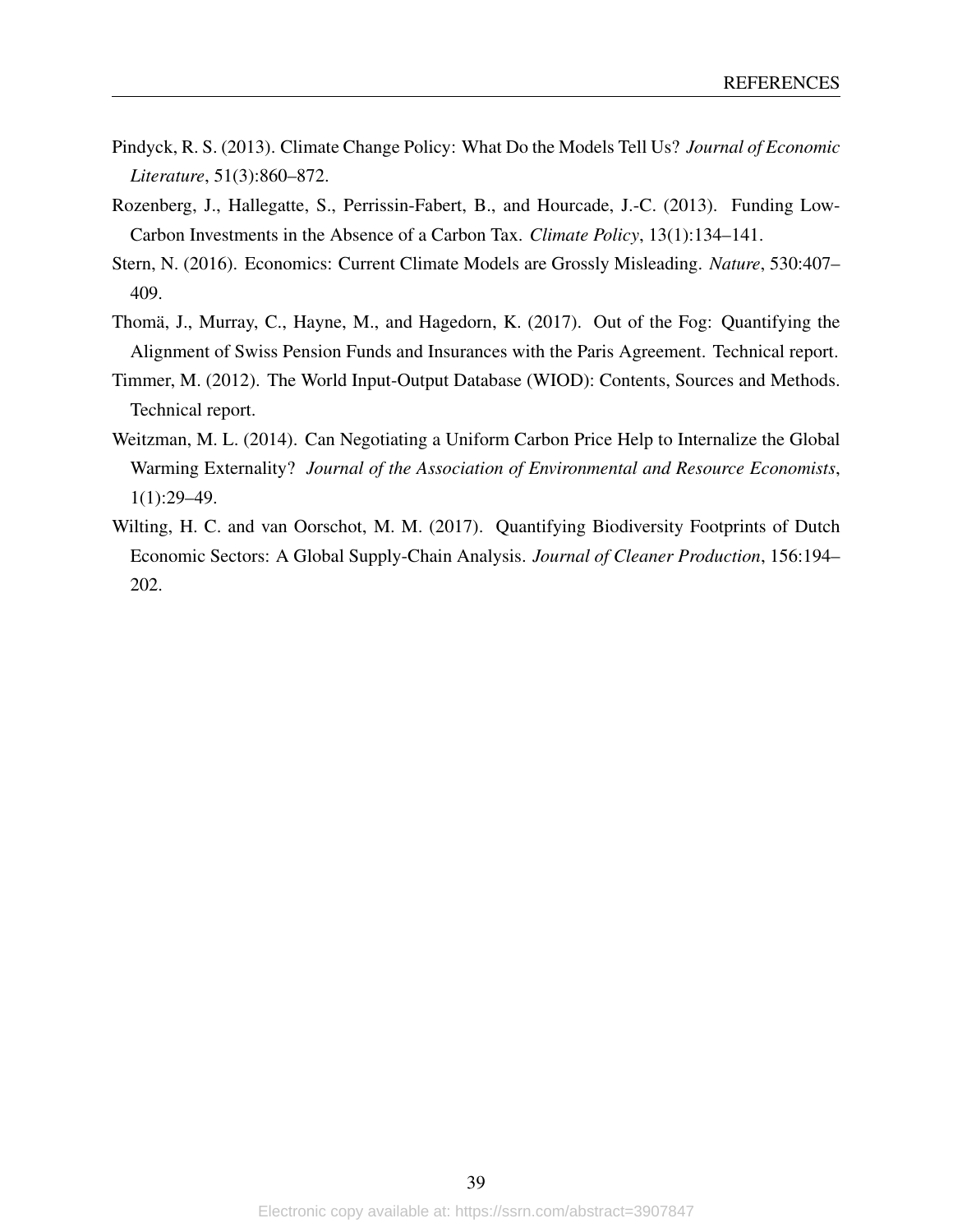Pindyck, R. S. (2013). Climate Change Policy: What Do the Models Tell Us? *Journal of Economic Literature*, 51(3):860–872.

Rozenberg, J., Hallegatte, S., Perrissin-Fabert, B., and Hourcade, J.-C. (2013). Funding Low-Carbon Investments in the Absence of a Carbon Tax. *Climate Policy*, 13(1):134–141.

Stern, N. (2016). Economics: Current Climate Models are Grossly Misleading. *Nature*, 530:407–409.

Thomä, J., Murray, C., Hayne, M., and Hagedorn, K. (2017). Out of the Fog: Quantifying the Alignment of Swiss Pension Funds and Insurances with the Paris Agreement. Technical report.

Timmer, M. (2012). The World Input-Output Database (WIOD): Contents, Sources and Methods. Technical report.

Weitzman, M. L. (2014). Can Negotiating a Uniform Carbon Price Help to Internalize the Global Warming Externality? *Journal of the Association of Environmental and Resource Economists*, 1(1):29–49.

Wilting, H. C. and van Oorschot, M. M. (2017). Quantifying Biodiversity Footprints of Dutch Economic Sectors: A Global Supply-Chain Analysis. *Journal of Cleaner Production*, 156:194–202.